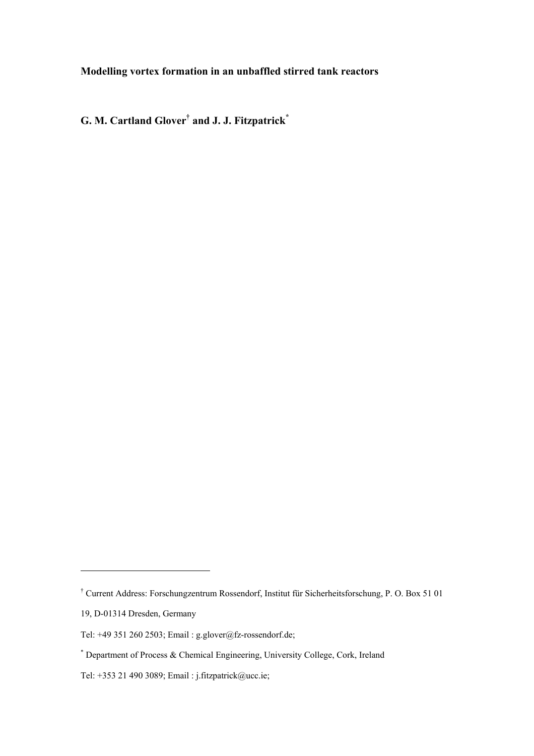**Modelling vortex formation in an unbaffled stirred tank reactors**

**G. M. Cartland Glover[†] and J. J. Fitzpatrick[*]**

---

[†] Current Address: Forschungzentrum Rossendorf, Institut für Sicherheitsforschung, P. O. Box 51 01 19, D-01314 Dresden, Germany

Tel: +49 351 260 2503; Email : g.glover@fz-rossendorf.de;

[*] Department of Process & Chemical Engineering, University College, Cork, Ireland

Tel: +353 21 490 3089; Email : j.fitzpatrick@ucc.ie;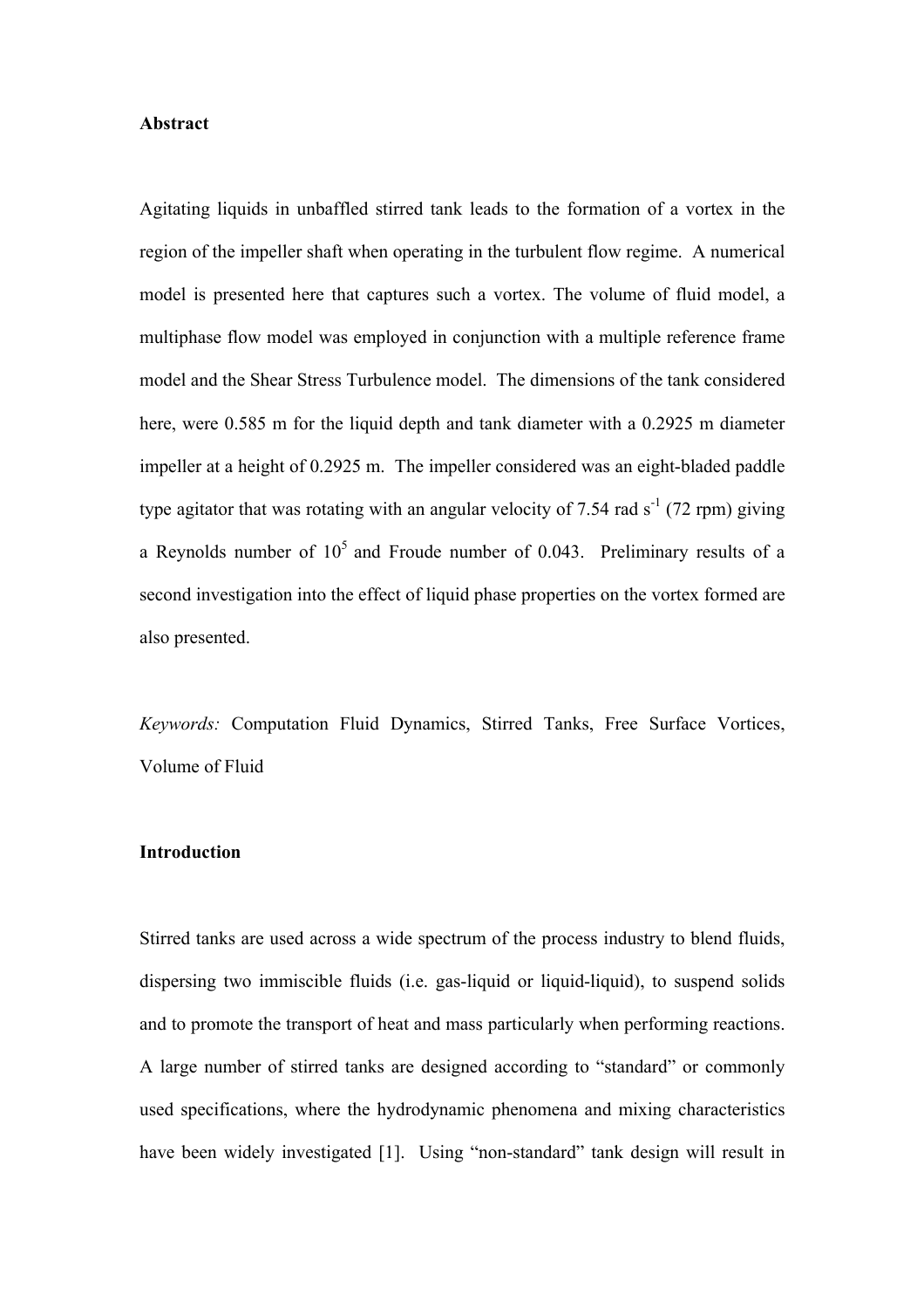**Abstract**

Agitating liquids in unbaffled stirred tank leads to the formation of a vortex in the region of the impeller shaft when operating in the turbulent flow regime. A numerical model is presented here that captures such a vortex. The volume of fluid model, a multiphase flow model was employed in conjunction with a multiple reference frame model and the Shear Stress Turbulence model. The dimensions of the tank considered here, were 0.585 m for the liquid depth and tank diameter with a 0.2925 m diameter impeller at a height of 0.2925 m. The impeller considered was an eight-bladed paddle type agitator that was rotating with an angular velocity of 7.54 rad $s^{-1}$ (72 rpm) giving a Reynolds number of $10^5$ and Froude number of 0.043. Preliminary results of a second investigation into the effect of liquid phase properties on the vortex formed are also presented.

*Keywords:* Computation Fluid Dynamics, Stirred Tanks, Free Surface Vortices, Volume of Fluid

**Introduction**

Stirred tanks are used across a wide spectrum of the process industry to blend fluids, dispersing two immiscible fluids (i.e. gas-liquid or liquid-liquid), to suspend solids and to promote the transport of heat and mass particularly when performing reactions. A large number of stirred tanks are designed according to "standard" or commonly used specifications, where the hydrodynamic phenomena and mixing characteristics have been widely investigated [1]. Using "non-standard" tank design will result in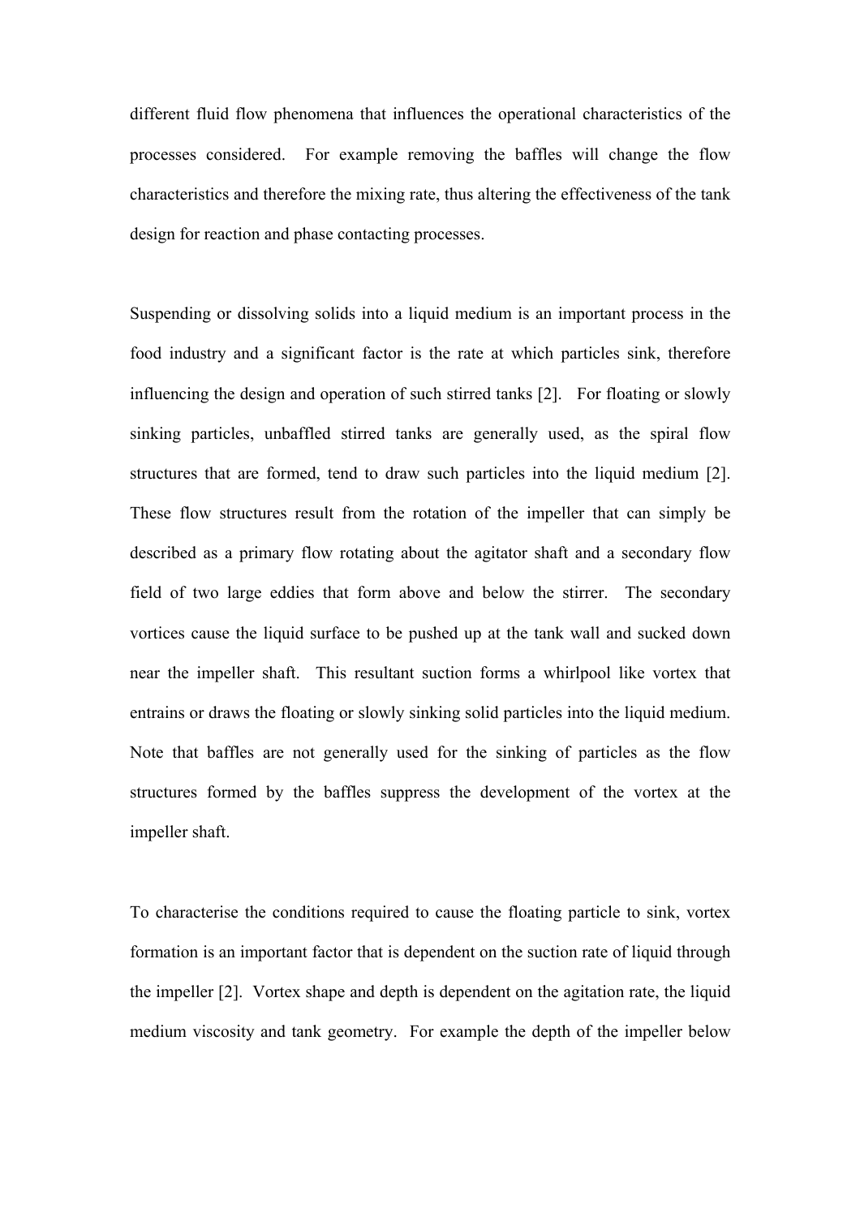different fluid flow phenomena that influences the operational characteristics of the processes considered. For example removing the baffles will change the flow characteristics and therefore the mixing rate, thus altering the effectiveness of the tank design for reaction and phase contacting processes.

Suspending or dissolving solids into a liquid medium is an important process in the food industry and a significant factor is the rate at which particles sink, therefore influencing the design and operation of such stirred tanks [2]. For floating or slowly sinking particles, unbaffled stirred tanks are generally used, as the spiral flow structures that are formed, tend to draw such particles into the liquid medium [2]. These flow structures result from the rotation of the impeller that can simply be described as a primary flow rotating about the agitator shaft and a secondary flow field of two large eddies that form above and below the stirrer. The secondary vortices cause the liquid surface to be pushed up at the tank wall and sucked down near the impeller shaft. This resultant suction forms a whirlpool like vortex that entrains or draws the floating or slowly sinking solid particles into the liquid medium. Note that baffles are not generally used for the sinking of particles as the flow structures formed by the baffles suppress the development of the vortex at the impeller shaft.

To characterise the conditions required to cause the floating particle to sink, vortex formation is an important factor that is dependent on the suction rate of liquid through the impeller [2]. Vortex shape and depth is dependent on the agitation rate, the liquid medium viscosity and tank geometry. For example the depth of the impeller below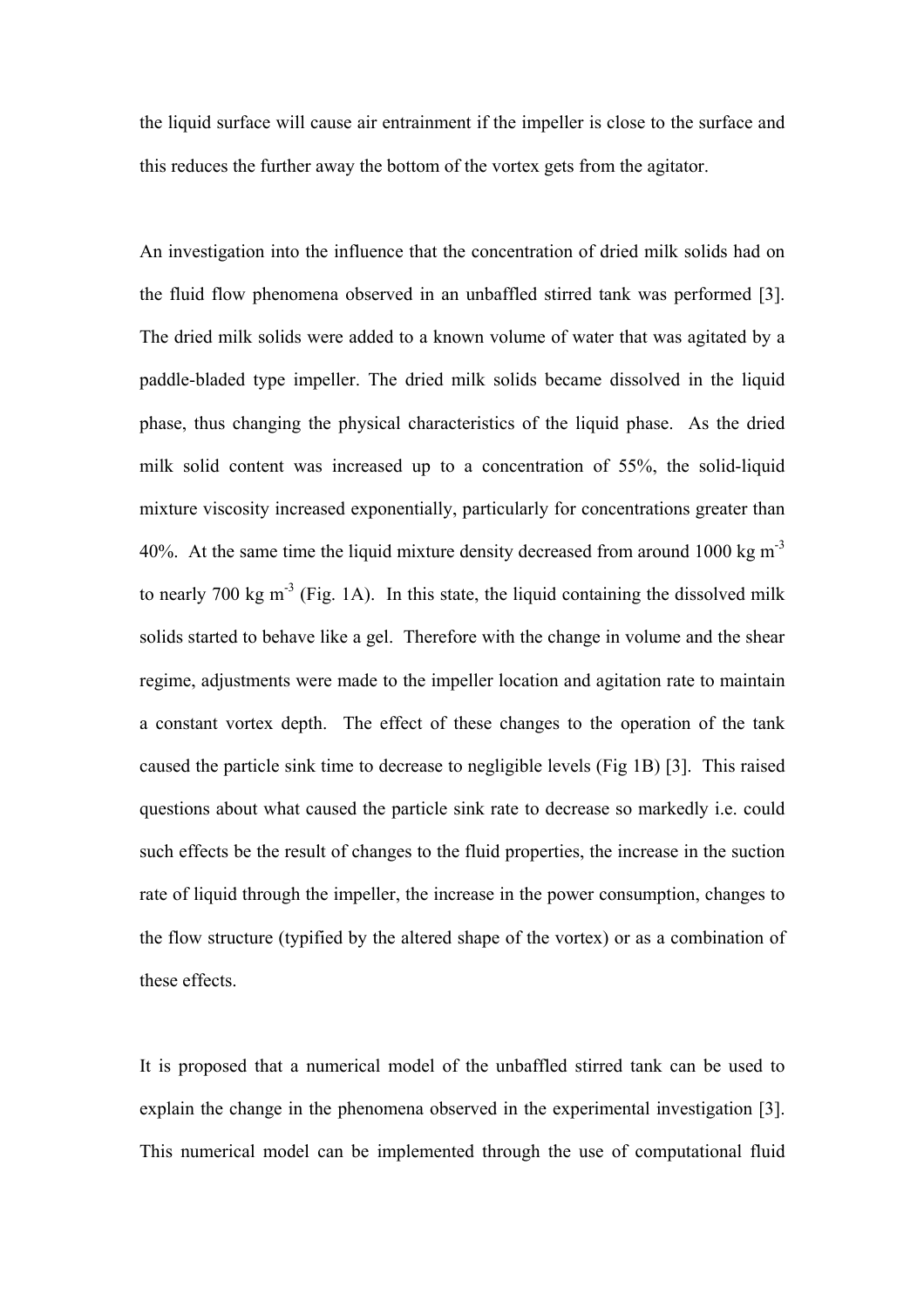the liquid surface will cause air entrainment if the impeller is close to the surface and this reduces the further away the bottom of the vortex gets from the agitator.

An investigation into the influence that the concentration of dried milk solids had on the fluid flow phenomena observed in an unbaffled stirred tank was performed [3]. The dried milk solids were added to a known volume of water that was agitated by a paddle-bladed type impeller. The dried milk solids became dissolved in the liquid phase, thus changing the physical characteristics of the liquid phase. As the dried milk solid content was increased up to a concentration of 55%, the solid-liquid mixture viscosity increased exponentially, particularly for concentrations greater than 40%. At the same time the liquid mixture density decreased from around 1000 kg $m^{-3}$ to nearly 700 kg $m^{-3}$ (Fig. 1A). In this state, the liquid containing the dissolved milk solids started to behave like a gel. Therefore with the change in volume and the shear regime, adjustments were made to the impeller location and agitation rate to maintain a constant vortex depth. The effect of these changes to the operation of the tank caused the particle sink time to decrease to negligible levels (Fig 1B) [3]. This raised questions about what caused the particle sink rate to decrease so markedly i.e. could such effects be the result of changes to the fluid properties, the increase in the suction rate of liquid through the impeller, the increase in the power consumption, changes to the flow structure (typified by the altered shape of the vortex) or as a combination of these effects.

It is proposed that a numerical model of the unbaffled stirred tank can be used to explain the change in the phenomena observed in the experimental investigation [3]. This numerical model can be implemented through the use of computational fluid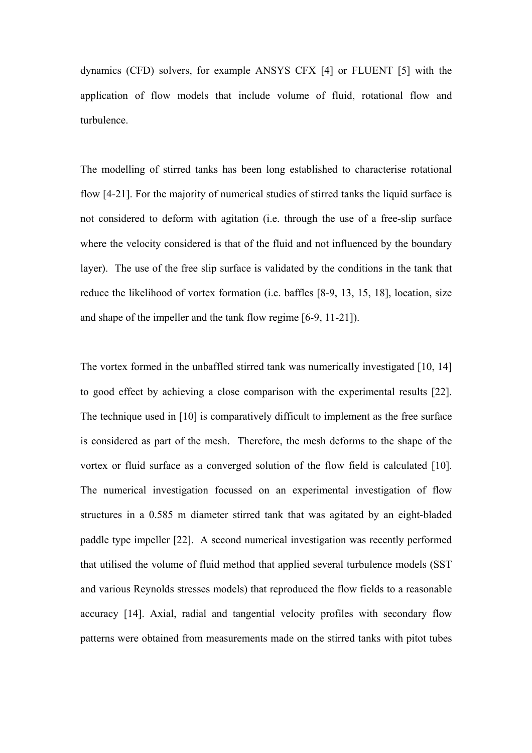dynamics (CFD) solvers, for example ANSYS CFX [4] or FLUENT [5] with the application of flow models that include volume of fluid, rotational flow and turbulence.

The modelling of stirred tanks has been long established to characterise rotational flow [4-21]. For the majority of numerical studies of stirred tanks the liquid surface is not considered to deform with agitation (i.e. through the use of a free-slip surface where the velocity considered is that of the fluid and not influenced by the boundary layer). The use of the free slip surface is validated by the conditions in the tank that reduce the likelihood of vortex formation (i.e. baffles [8-9, 13, 15, 18], location, size and shape of the impeller and the tank flow regime [6-9, 11-21]).

The vortex formed in the unbaffled stirred tank was numerically investigated [10, 14] to good effect by achieving a close comparison with the experimental results [22]. The technique used in [10] is comparatively difficult to implement as the free surface is considered as part of the mesh. Therefore, the mesh deforms to the shape of the vortex or fluid surface as a converged solution of the flow field is calculated [10]. The numerical investigation focussed on an experimental investigation of flow structures in a 0.585 m diameter stirred tank that was agitated by an eight-bladed paddle type impeller [22]. A second numerical investigation was recently performed that utilised the volume of fluid method that applied several turbulence models (SST and various Reynolds stresses models) that reproduced the flow fields to a reasonable accuracy [14]. Axial, radial and tangential velocity profiles with secondary flow patterns were obtained from measurements made on the stirred tanks with pitot tubes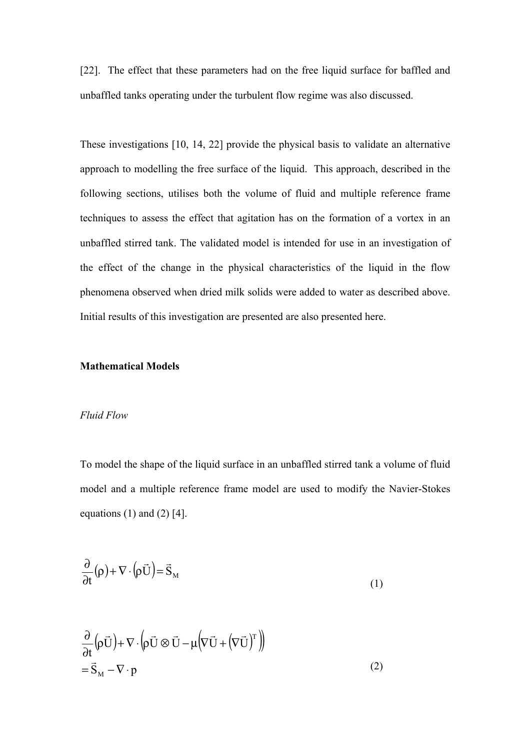[22]. The effect that these parameters had on the free liquid surface for baffled and unbaffled tanks operating under the turbulent flow regime was also discussed.

These investigations [10, 14, 22] provide the physical basis to validate an alternative approach to modelling the free surface of the liquid. This approach, described in the following sections, utilises both the volume of fluid and multiple reference frame techniques to assess the effect that agitation has on the formation of a vortex in an unbaffled stirred tank. The validated model is intended for use in an investigation of the effect of the change in the physical characteristics of the liquid in the flow phenomena observed when dried milk solids were added to water as described above. Initial results of this investigation are presented are also presented here.

**Mathematical Models**

*Fluid Flow*

To model the shape of the liquid surface in an unbaffled stirred tank a volume of fluid model and a multiple reference frame model are used to modify the Navier-Stokes equations (1) and (2) [4].

$$\frac{\partial}{\partial t}(\rho) + \nabla \cdot \left(\rho \vec{U}\right) = \vec{S}_M \tag{1}$$

$$\frac{\partial}{\partial t}\left(\rho \vec{U}\right) + \nabla \cdot \left(\rho \vec{U} \otimes \vec{U} - \mu\left(\nabla \vec{U} + \left(\nabla \vec{U}\right)^T\right)\right) = \vec{S}_M - \nabla \cdot p \tag{2}$$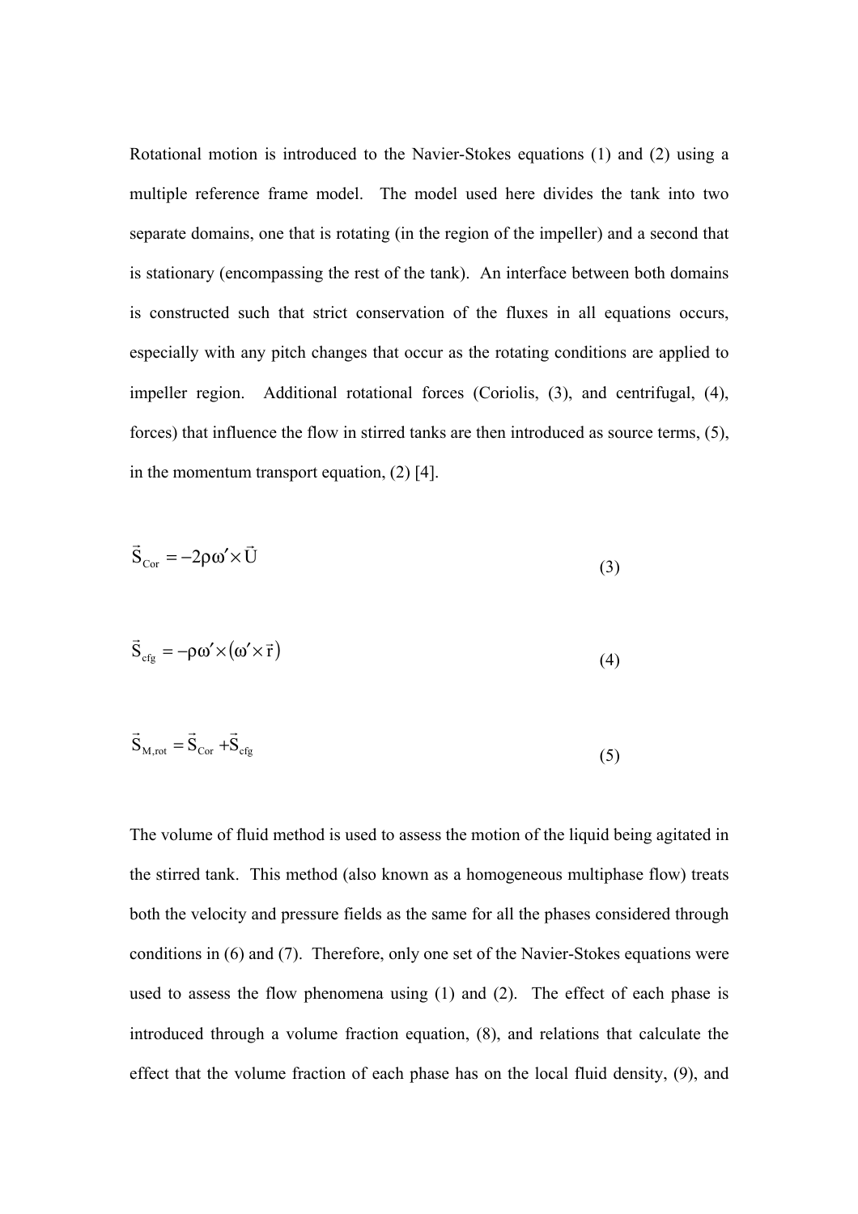Rotational motion is introduced to the Navier-Stokes equations (1) and (2) using a multiple reference frame model. The model used here divides the tank into two separate domains, one that is rotating (in the region of the impeller) and a second that is stationary (encompassing the rest of the tank). An interface between both domains is constructed such that strict conservation of the fluxes in all equations occurs, especially with any pitch changes that occur as the rotating conditions are applied to impeller region. Additional rotational forces (Coriolis, (3), and centrifugal, (4), forces) that influence the flow in stirred tanks are then introduced as source terms, (5), in the momentum transport equation, (2) [4].

$$\vec{S}_{Cor} = -2\rho\omega' \times \vec{U} \tag{3}$$

$$\vec{S}_{cfg} = -\rho\omega' \times \left(\omega' \times \vec{r}\right) \tag{4}$$

$$\vec{S}_{M,rot} = \vec{S}_{Cor} + \vec{S}_{cfg} \tag{5}$$

The volume of fluid method is used to assess the motion of the liquid being agitated in the stirred tank. This method (also known as a homogeneous multiphase flow) treats both the velocity and pressure fields as the same for all the phases considered through conditions in (6) and (7). Therefore, only one set of the Navier-Stokes equations were used to assess the flow phenomena using (1) and (2). The effect of each phase is introduced through a volume fraction equation, (8), and relations that calculate the effect that the volume fraction of each phase has on the local fluid density, (9), and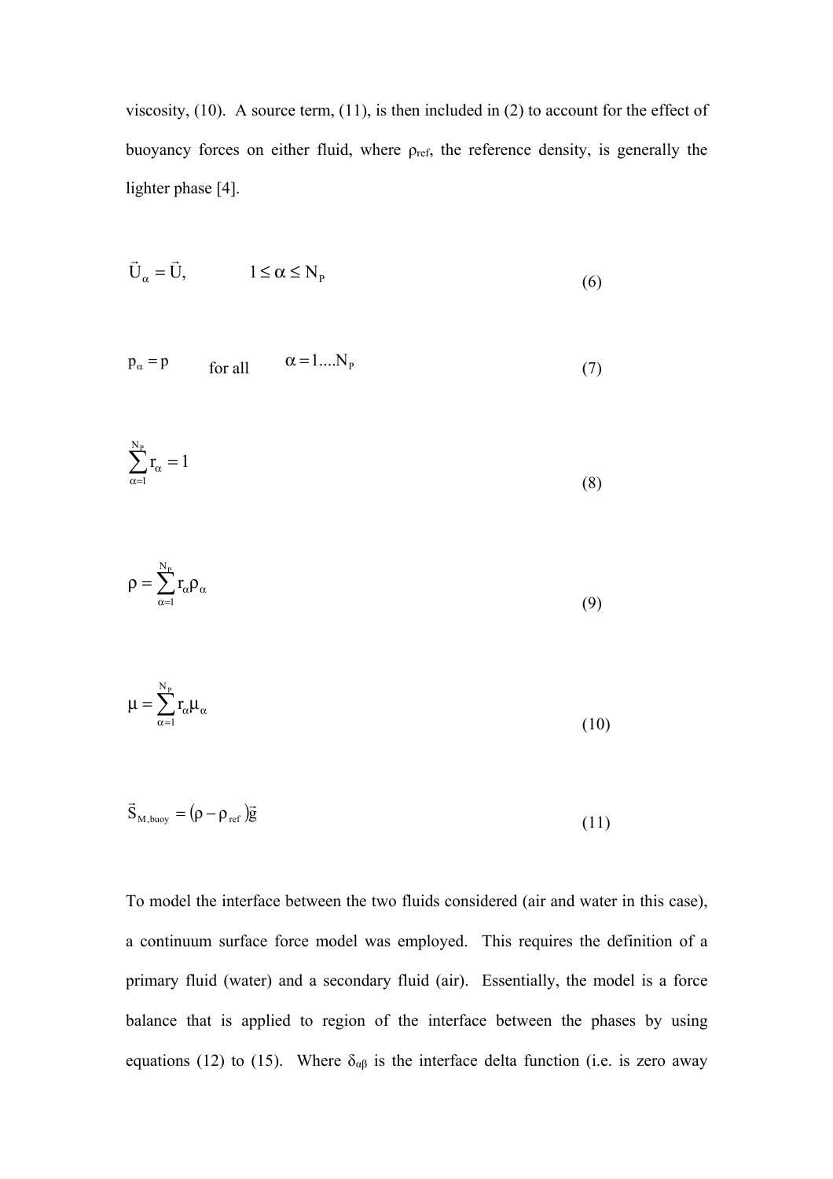viscosity, (10). A source term, (11), is then included in (2) to account for the effect of buoyancy forces on either fluid, where $\rho_{ref}$, the reference density, is generally the lighter phase [4].

$$\vec{U}_\alpha = \vec{U}, \qquad 1 \le \alpha \le N_P \tag{6}$$

$$p_\alpha = p \quad \text{for all} \quad \alpha = 1....N_P \tag{7}$$

$$\sum_{\alpha=1}^{N_P} r_\alpha = 1 \tag{8}$$

$$\rho = \sum_{\alpha=1}^{N_P} r_\alpha \rho_\alpha \tag{9}$$

$$\mu = \sum_{\alpha=1}^{N_P} r_\alpha \mu_\alpha \tag{10}$$

$$\vec{S}_{M,buoy} = (\rho - \rho_{ref})\vec{g} \tag{11}$$

To model the interface between the two fluids considered (air and water in this case), a continuum surface force model was employed. This requires the definition of a primary fluid (water) and a secondary fluid (air). Essentially, the model is a force balance that is applied to region of the interface between the phases by using equations (12) to (15). Where $\delta_{\alpha\beta}$ is the interface delta function (i.e. is zero away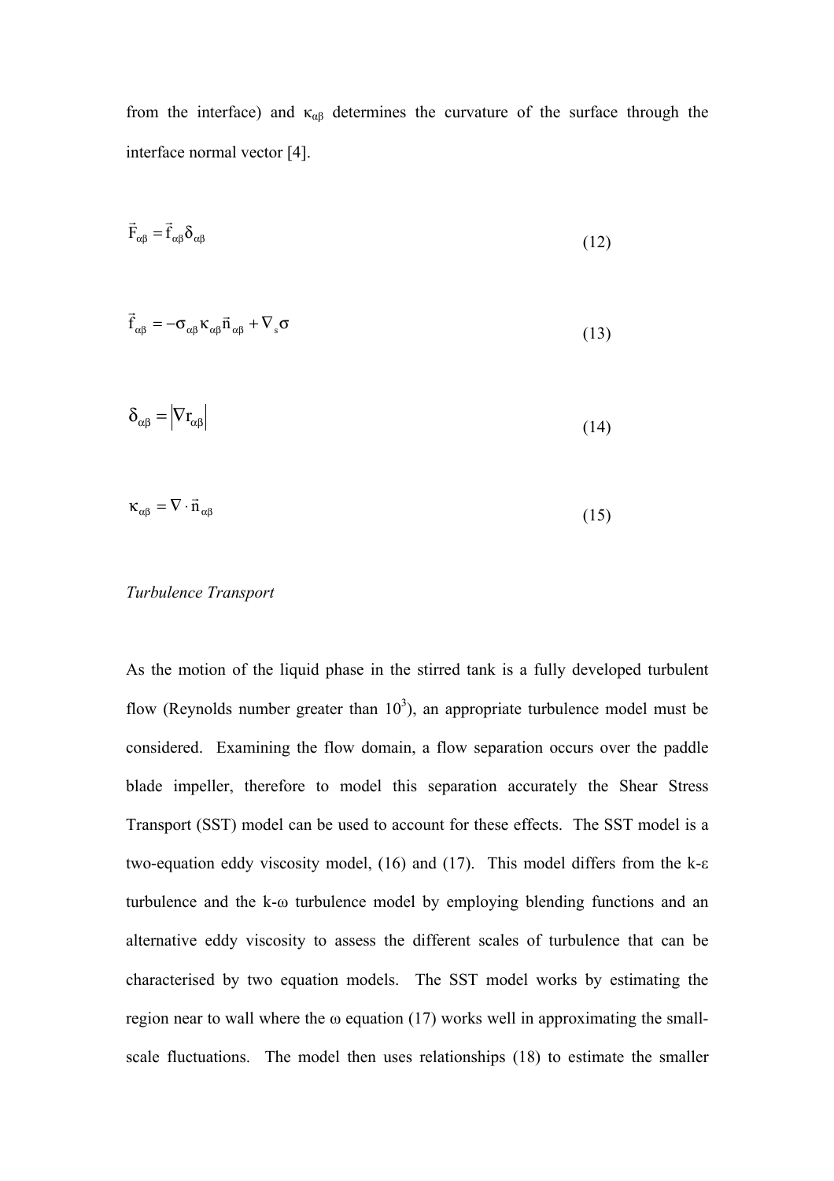from the interface) and $\kappa_{\alpha\beta}$ determines the curvature of the surface through the interface normal vector [4].

$$\vec{F}_{\alpha\beta} = \vec{f}_{\alpha\beta}\delta_{\alpha\beta} \tag{12}$$

$$\vec{f}_{\alpha\beta} = -\sigma_{\alpha\beta}\kappa_{\alpha\beta}\vec{n}_{\alpha\beta} + \nabla_s \sigma \tag{13}$$

$$\delta_{\alpha\beta} = \left|\nabla r_{\alpha\beta}\right| \tag{14}$$

$$\kappa_{\alpha\beta} = \nabla \cdot \vec{n}_{\alpha\beta} \tag{15}$$

*Turbulence Transport*

As the motion of the liquid phase in the stirred tank is a fully developed turbulent flow (Reynolds number greater than $10^3$), an appropriate turbulence model must be considered. Examining the flow domain, a flow separation occurs over the paddle blade impeller, therefore to model this separation accurately the Shear Stress Transport (SST) model can be used to account for these effects. The SST model is a two-equation eddy viscosity model, (16) and (17). This model differs from the k-$\varepsilon$ turbulence and the k-$\omega$ turbulence model by employing blending functions and an alternative eddy viscosity to assess the different scales of turbulence that can be characterised by two equation models. The SST model works by estimating the region near to wall where the $\omega$ equation (17) works well in approximating the small-scale fluctuations. The model then uses relationships (18) to estimate the smaller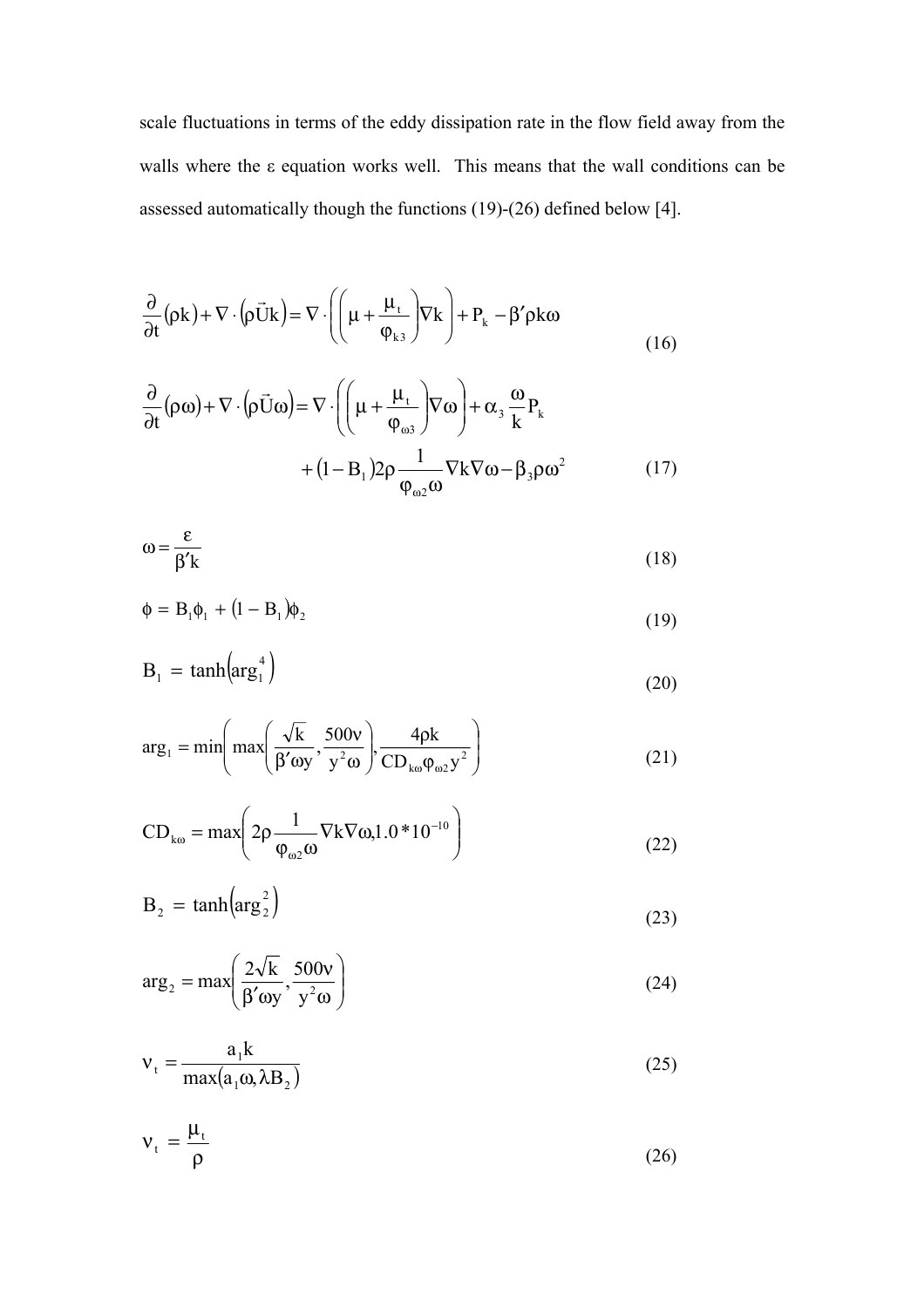scale fluctuations in terms of the eddy dissipation rate in the flow field away from the walls where the ε equation works well. This means that the wall conditions can be assessed automatically though the functions (19)-(26) defined below [4].

$$\frac{\partial}{\partial t}(\rho k) + \nabla \cdot \left(\rho \vec{U} k\right) = \nabla \cdot \left(\left(\mu + \frac{\mu_t}{\varphi_{k3}}\right)\nabla k\right) + P_k - \beta' \rho k \omega \tag{16}$$

$$\frac{\partial}{\partial t}(\rho \omega) + \nabla \cdot \left(\rho \vec{U} \omega\right) = \nabla \cdot \left(\left(\mu + \frac{\mu_t}{\varphi_{\omega 3}}\right)\nabla \omega\right) + \alpha_3 \frac{\omega}{k} P_k + (1 - B_1) 2\rho \frac{1}{\varphi_{\omega 2}\omega} \nabla k \nabla \omega - \beta_3 \rho \omega^2 \tag{17}$$

$$\omega = \frac{\varepsilon}{\beta' k} \tag{18}$$

$$\phi = B_1 \phi_1 + (1 - B_1)\phi_2 \tag{19}$$

$$B_1 = \tanh\left(\arg_1^4\right) \tag{20}$$

$$\arg_1 = \min\left(\max\left(\frac{\sqrt{k}}{\beta' \omega y}, \frac{500\nu}{y^2 \omega}\right), \frac{4\rho k}{CD_{k\omega}\varphi_{\omega 2} y^2}\right) \tag{21}$$

$$CD_{k\omega} = \max\left(2\rho \frac{1}{\varphi_{\omega 2}\omega} \nabla k \nabla \omega, 1.0 * 10^{-10}\right) \tag{22}$$

$$B_2 = \tanh\left(\arg_2^2\right) \tag{23}$$

$$\arg_2 = \max\left(\frac{2\sqrt{k}}{\beta' \omega y}, \frac{500\nu}{y^2 \omega}\right) \tag{24}$$

$$\nu_t = \frac{a_1 k}{\max(a_1 \omega, \lambda B_2)} \tag{25}$$

$$\nu_t = \frac{\mu_t}{\rho} \tag{26}$$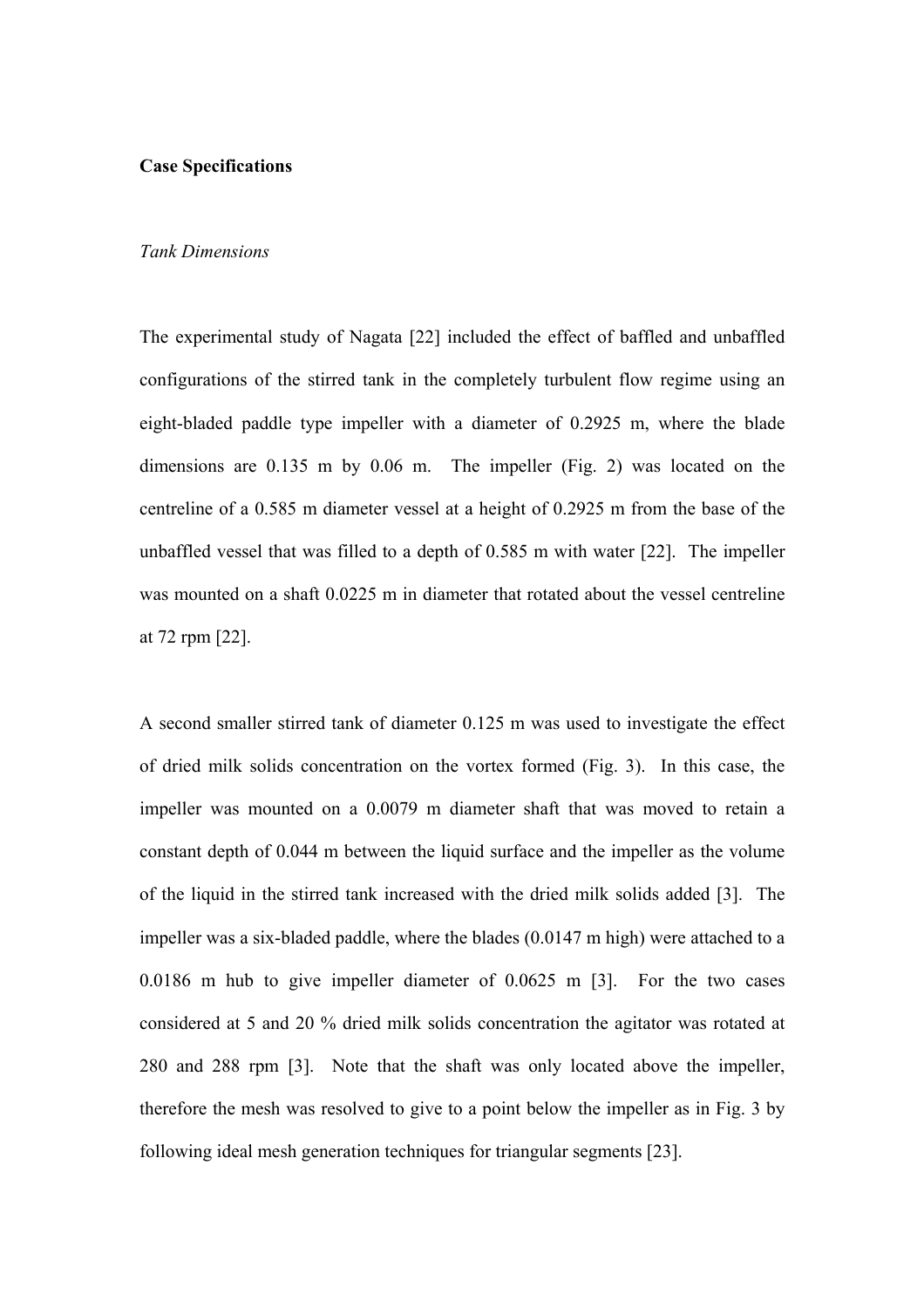**Case Specifications**

*Tank Dimensions*

The experimental study of Nagata [22] included the effect of baffled and unbaffled configurations of the stirred tank in the completely turbulent flow regime using an eight-bladed paddle type impeller with a diameter of 0.2925 m, where the blade dimensions are 0.135 m by 0.06 m. The impeller (Fig. 2) was located on the centreline of a 0.585 m diameter vessel at a height of 0.2925 m from the base of the unbaffled vessel that was filled to a depth of 0.585 m with water [22]. The impeller was mounted on a shaft 0.0225 m in diameter that rotated about the vessel centreline at 72 rpm [22].

A second smaller stirred tank of diameter 0.125 m was used to investigate the effect of dried milk solids concentration on the vortex formed (Fig. 3). In this case, the impeller was mounted on a 0.0079 m diameter shaft that was moved to retain a constant depth of 0.044 m between the liquid surface and the impeller as the volume of the liquid in the stirred tank increased with the dried milk solids added [3]. The impeller was a six-bladed paddle, where the blades (0.0147 m high) were attached to a 0.0186 m hub to give impeller diameter of 0.0625 m [3]. For the two cases considered at 5 and 20 % dried milk solids concentration the agitator was rotated at 280 and 288 rpm [3]. Note that the shaft was only located above the impeller, therefore the mesh was resolved to give to a point below the impeller as in Fig. 3 by following ideal mesh generation techniques for triangular segments [23].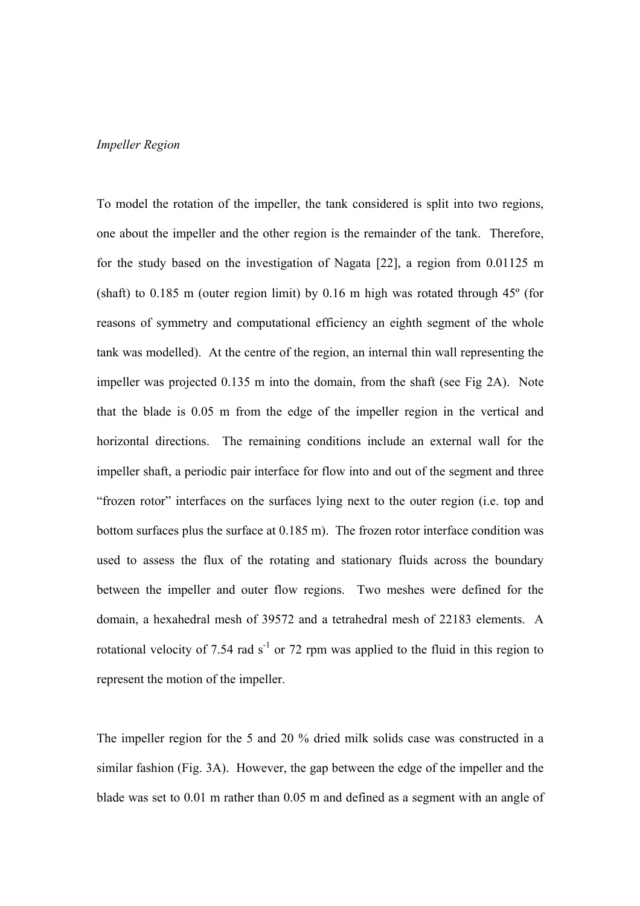*Impeller Region*

To model the rotation of the impeller, the tank considered is split into two regions, one about the impeller and the other region is the remainder of the tank. Therefore, for the study based on the investigation of Nagata [22], a region from 0.01125 m (shaft) to 0.185 m (outer region limit) by 0.16 m high was rotated through 45º (for reasons of symmetry and computational efficiency an eighth segment of the whole tank was modelled). At the centre of the region, an internal thin wall representing the impeller was projected 0.135 m into the domain, from the shaft (see Fig 2A). Note that the blade is 0.05 m from the edge of the impeller region in the vertical and horizontal directions. The remaining conditions include an external wall for the impeller shaft, a periodic pair interface for flow into and out of the segment and three "frozen rotor" interfaces on the surfaces lying next to the outer region (i.e. top and bottom surfaces plus the surface at 0.185 m). The frozen rotor interface condition was used to assess the flux of the rotating and stationary fluids across the boundary between the impeller and outer flow regions. Two meshes were defined for the domain, a hexahedral mesh of 39572 and a tetrahedral mesh of 22183 elements. A rotational velocity of 7.54 rad $s^{-1}$ or 72 rpm was applied to the fluid in this region to represent the motion of the impeller.

The impeller region for the 5 and 20 % dried milk solids case was constructed in a similar fashion (Fig. 3A). However, the gap between the edge of the impeller and the blade was set to 0.01 m rather than 0.05 m and defined as a segment with an angle of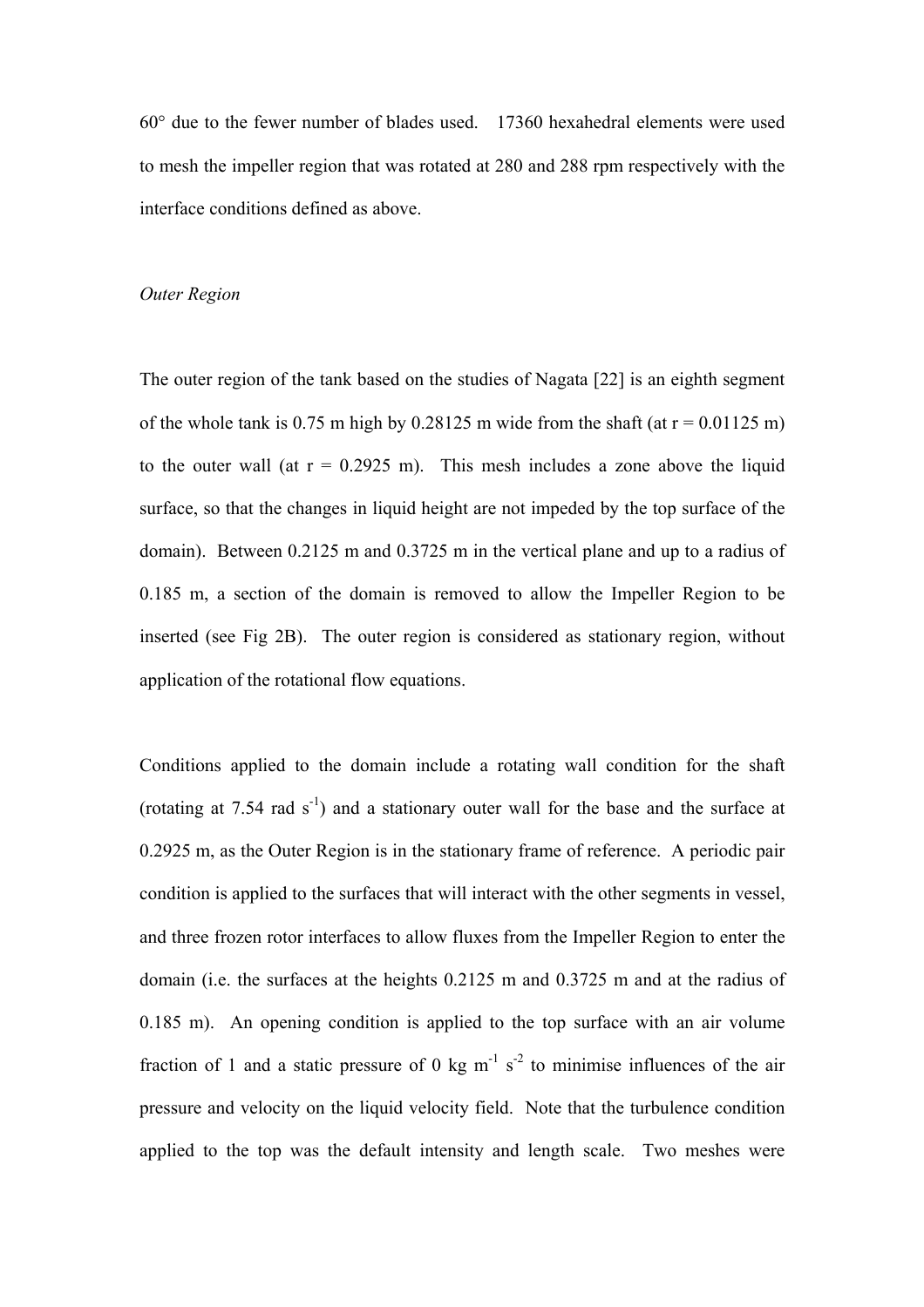60° due to the fewer number of blades used. 17360 hexahedral elements were used to mesh the impeller region that was rotated at 280 and 288 rpm respectively with the interface conditions defined as above.

*Outer Region*

The outer region of the tank based on the studies of Nagata [22] is an eighth segment of the whole tank is 0.75 m high by 0.28125 m wide from the shaft (at r = 0.01125 m) to the outer wall (at r = 0.2925 m). This mesh includes a zone above the liquid surface, so that the changes in liquid height are not impeded by the top surface of the domain). Between 0.2125 m and 0.3725 m in the vertical plane and up to a radius of 0.185 m, a section of the domain is removed to allow the Impeller Region to be inserted (see Fig 2B). The outer region is considered as stationary region, without application of the rotational flow equations.

Conditions applied to the domain include a rotating wall condition for the shaft (rotating at 7.54 rad $s^{-1}$) and a stationary outer wall for the base and the surface at 0.2925 m, as the Outer Region is in the stationary frame of reference. A periodic pair condition is applied to the surfaces that will interact with the other segments in vessel, and three frozen rotor interfaces to allow fluxes from the Impeller Region to enter the domain (i.e. the surfaces at the heights 0.2125 m and 0.3725 m and at the radius of 0.185 m). An opening condition is applied to the top surface with an air volume fraction of 1 and a static pressure of 0 kg $m^{-1}$ $s^{-2}$ to minimise influences of the air pressure and velocity on the liquid velocity field. Note that the turbulence condition applied to the top was the default intensity and length scale. Two meshes were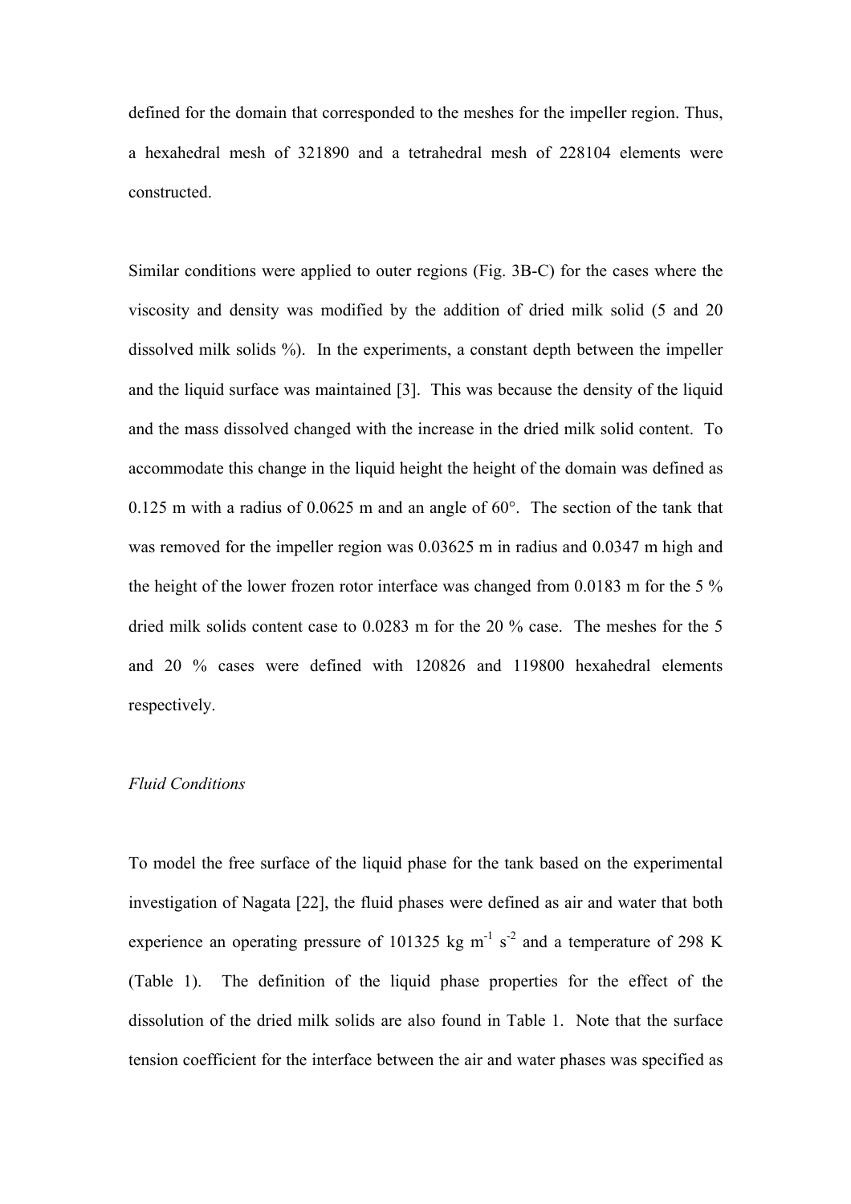defined for the domain that corresponded to the meshes for the impeller region. Thus, a hexahedral mesh of 321890 and a tetrahedral mesh of 228104 elements were constructed.

Similar conditions were applied to outer regions (Fig. 3B-C) for the cases where the viscosity and density was modified by the addition of dried milk solid (5 and 20 dissolved milk solids %). In the experiments, a constant depth between the impeller and the liquid surface was maintained [3]. This was because the density of the liquid and the mass dissolved changed with the increase in the dried milk solid content. To accommodate this change in the liquid height the height of the domain was defined as 0.125 m with a radius of 0.0625 m and an angle of 60°. The section of the tank that was removed for the impeller region was 0.03625 m in radius and 0.0347 m high and the height of the lower frozen rotor interface was changed from 0.0183 m for the 5 % dried milk solids content case to 0.0283 m for the 20 % case. The meshes for the 5 and 20 % cases were defined with 120826 and 119800 hexahedral elements respectively.

*Fluid Conditions*

To model the free surface of the liquid phase for the tank based on the experimental investigation of Nagata [22], the fluid phases were defined as air and water that both experience an operating pressure of 101325 kg $m^{-1}$ $s^{-2}$ and a temperature of 298 K (Table 1). The definition of the liquid phase properties for the effect of the dissolution of the dried milk solids are also found in Table 1. Note that the surface tension coefficient for the interface between the air and water phases was specified as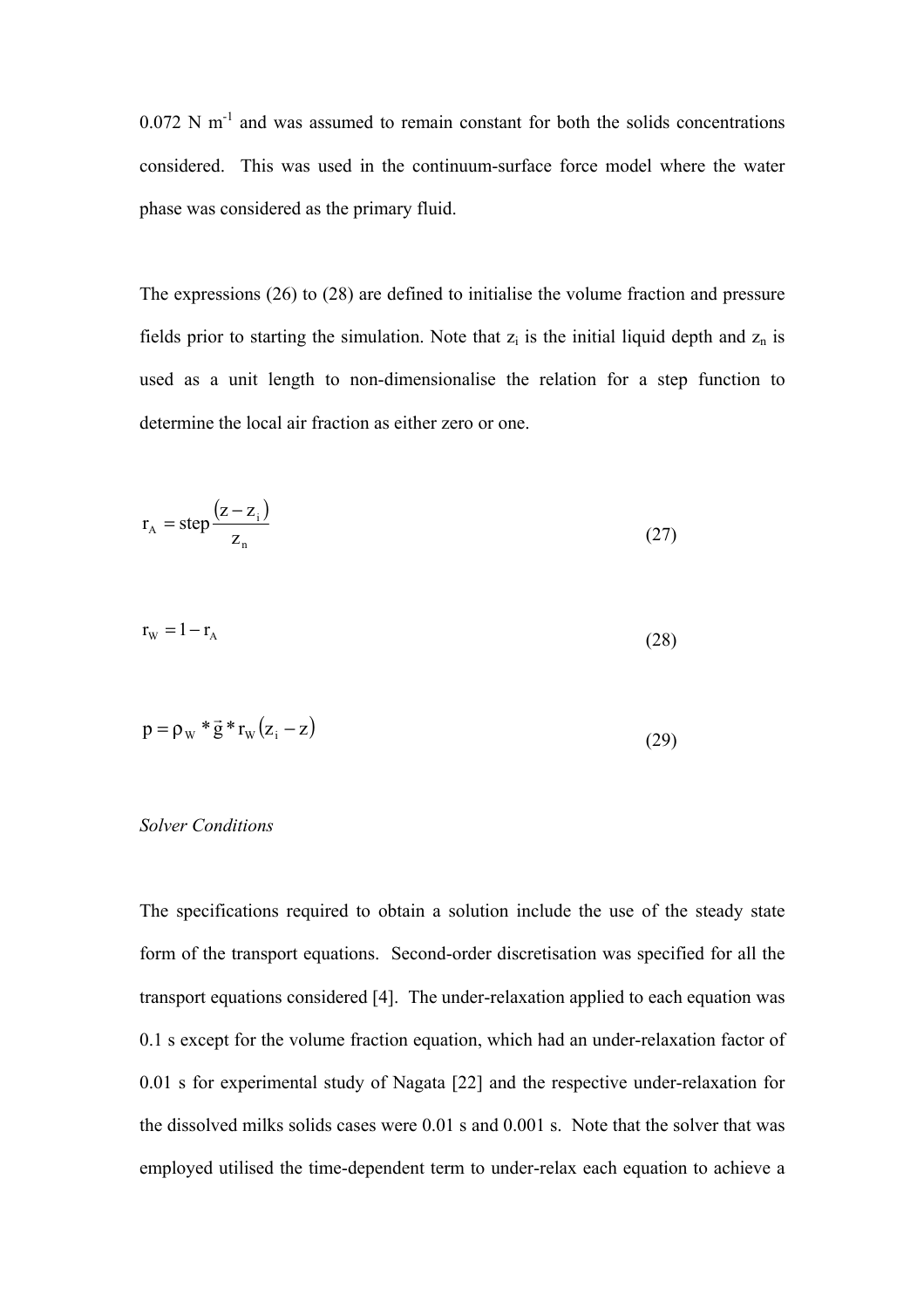0.072 N $m^{-1}$ and was assumed to remain constant for both the solids concentrations considered. This was used in the continuum-surface force model where the water phase was considered as the primary fluid.

The expressions (26) to (28) are defined to initialise the volume fraction and pressure fields prior to starting the simulation. Note that $z_i$ is the initial liquid depth and $z_n$ is used as a unit length to non-dimensionalise the relation for a step function to determine the local air fraction as either zero or one.

$$r_A = \text{step}\frac{(z - z_i)}{z_n} \tag{27}$$

$$r_W = 1 - r_A \tag{28}$$

$$p = \rho_W * \vec{g} * r_W (z_i - z) \tag{29}$$

*Solver Conditions*

The specifications required to obtain a solution include the use of the steady state form of the transport equations. Second-order discretisation was specified for all the transport equations considered [4]. The under-relaxation applied to each equation was 0.1 s except for the volume fraction equation, which had an under-relaxation factor of 0.01 s for experimental study of Nagata [22] and the respective under-relaxation for the dissolved milks solids cases were 0.01 s and 0.001 s. Note that the solver that was employed utilised the time-dependent term to under-relax each equation to achieve a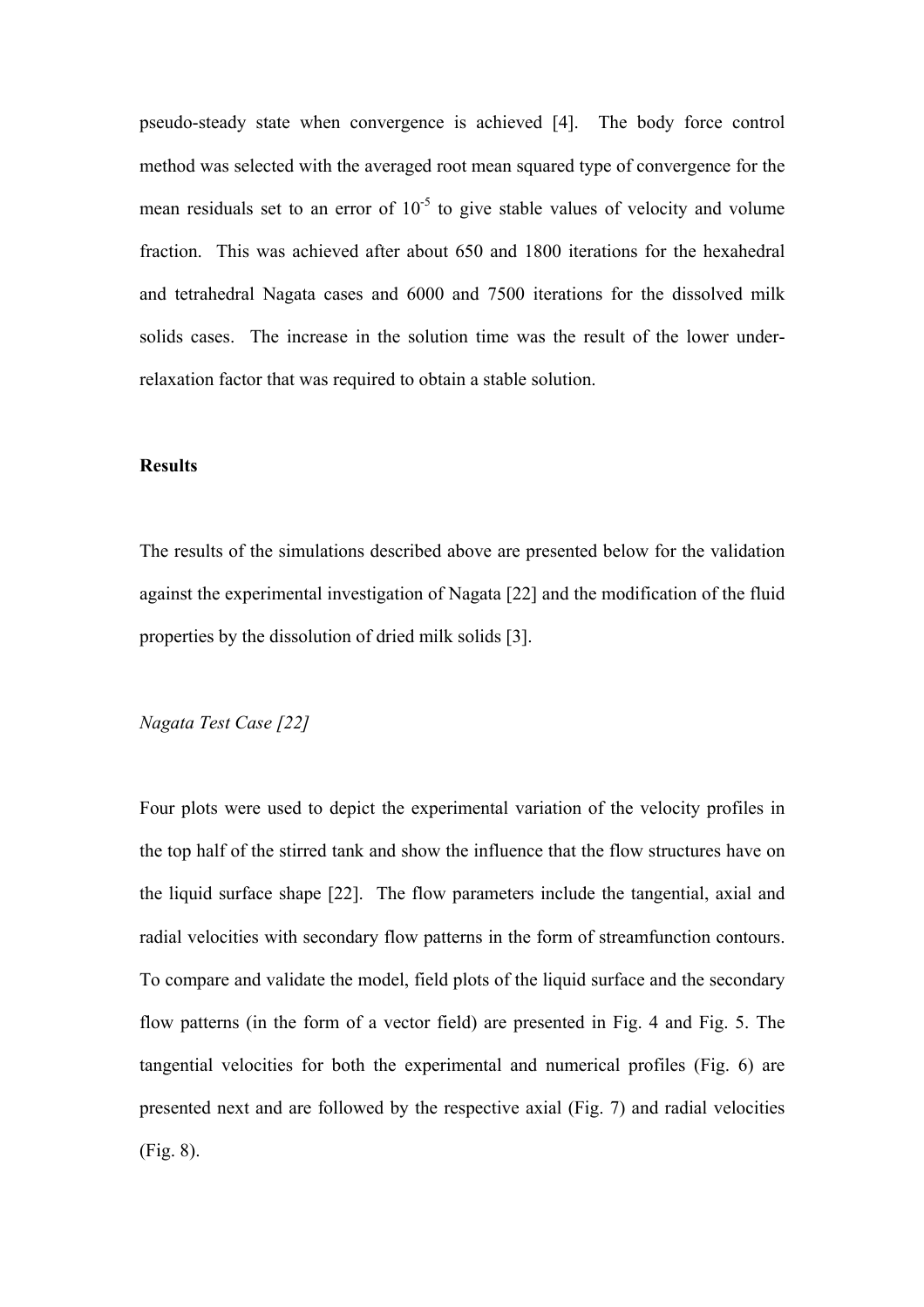pseudo-steady state when convergence is achieved [4]. The body force control method was selected with the averaged root mean squared type of convergence for the mean residuals set to an error of $10^{-5}$ to give stable values of velocity and volume fraction. This was achieved after about 650 and 1800 iterations for the hexahedral and tetrahedral Nagata cases and 6000 and 7500 iterations for the dissolved milk solids cases. The increase in the solution time was the result of the lower under-relaxation factor that was required to obtain a stable solution.

**Results**

The results of the simulations described above are presented below for the validation against the experimental investigation of Nagata [22] and the modification of the fluid properties by the dissolution of dried milk solids [3].

*Nagata Test Case [22]*

Four plots were used to depict the experimental variation of the velocity profiles in the top half of the stirred tank and show the influence that the flow structures have on the liquid surface shape [22]. The flow parameters include the tangential, axial and radial velocities with secondary flow patterns in the form of streamfunction contours. To compare and validate the model, field plots of the liquid surface and the secondary flow patterns (in the form of a vector field) are presented in Fig. 4 and Fig. 5. The tangential velocities for both the experimental and numerical profiles (Fig. 6) are presented next and are followed by the respective axial (Fig. 7) and radial velocities (Fig. 8).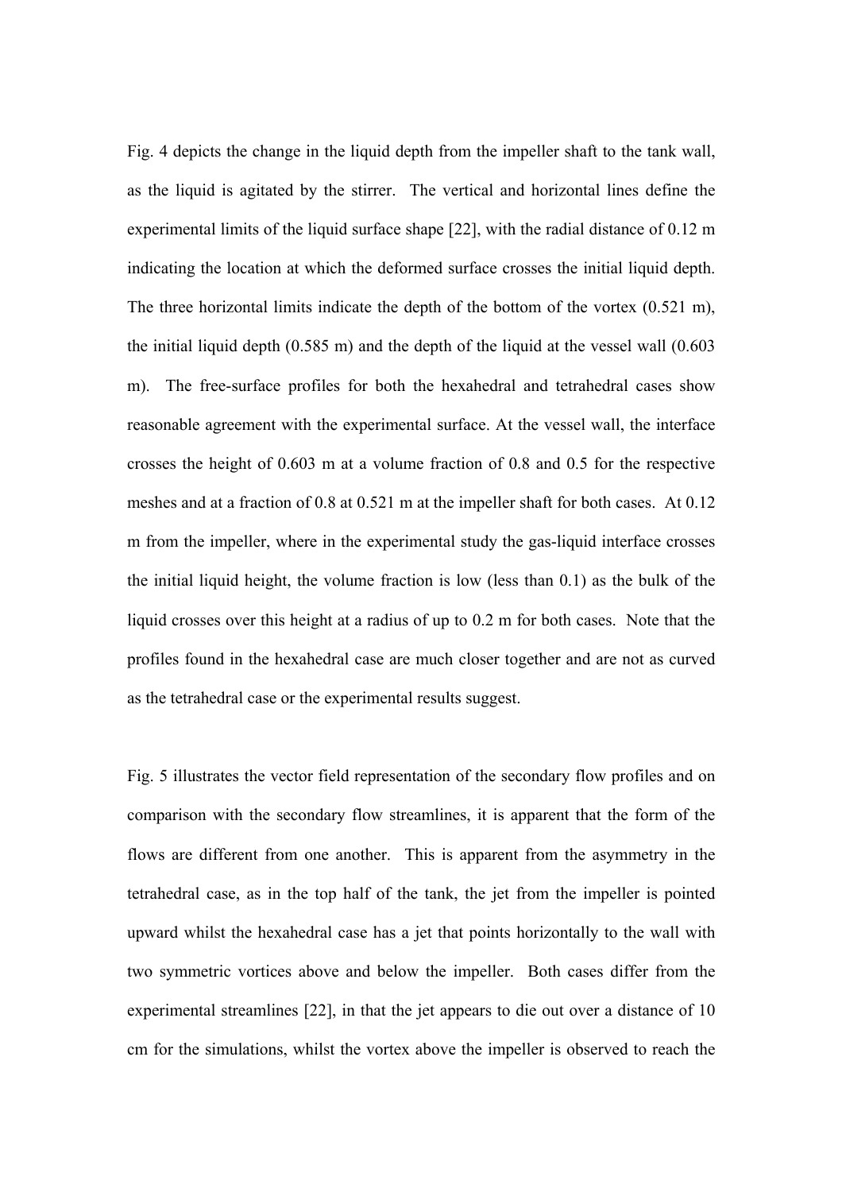Fig. 4 depicts the change in the liquid depth from the impeller shaft to the tank wall, as the liquid is agitated by the stirrer. The vertical and horizontal lines define the experimental limits of the liquid surface shape [22], with the radial distance of 0.12 m indicating the location at which the deformed surface crosses the initial liquid depth. The three horizontal limits indicate the depth of the bottom of the vortex (0.521 m), the initial liquid depth (0.585 m) and the depth of the liquid at the vessel wall (0.603 m). The free-surface profiles for both the hexahedral and tetrahedral cases show reasonable agreement with the experimental surface. At the vessel wall, the interface crosses the height of 0.603 m at a volume fraction of 0.8 and 0.5 for the respective meshes and at a fraction of 0.8 at 0.521 m at the impeller shaft for both cases. At 0.12 m from the impeller, where in the experimental study the gas-liquid interface crosses the initial liquid height, the volume fraction is low (less than 0.1) as the bulk of the liquid crosses over this height at a radius of up to 0.2 m for both cases. Note that the profiles found in the hexahedral case are much closer together and are not as curved as the tetrahedral case or the experimental results suggest.

Fig. 5 illustrates the vector field representation of the secondary flow profiles and on comparison with the secondary flow streamlines, it is apparent that the form of the flows are different from one another. This is apparent from the asymmetry in the tetrahedral case, as in the top half of the tank, the jet from the impeller is pointed upward whilst the hexahedral case has a jet that points horizontally to the wall with two symmetric vortices above and below the impeller. Both cases differ from the experimental streamlines [22], in that the jet appears to die out over a distance of 10 cm for the simulations, whilst the vortex above the impeller is observed to reach the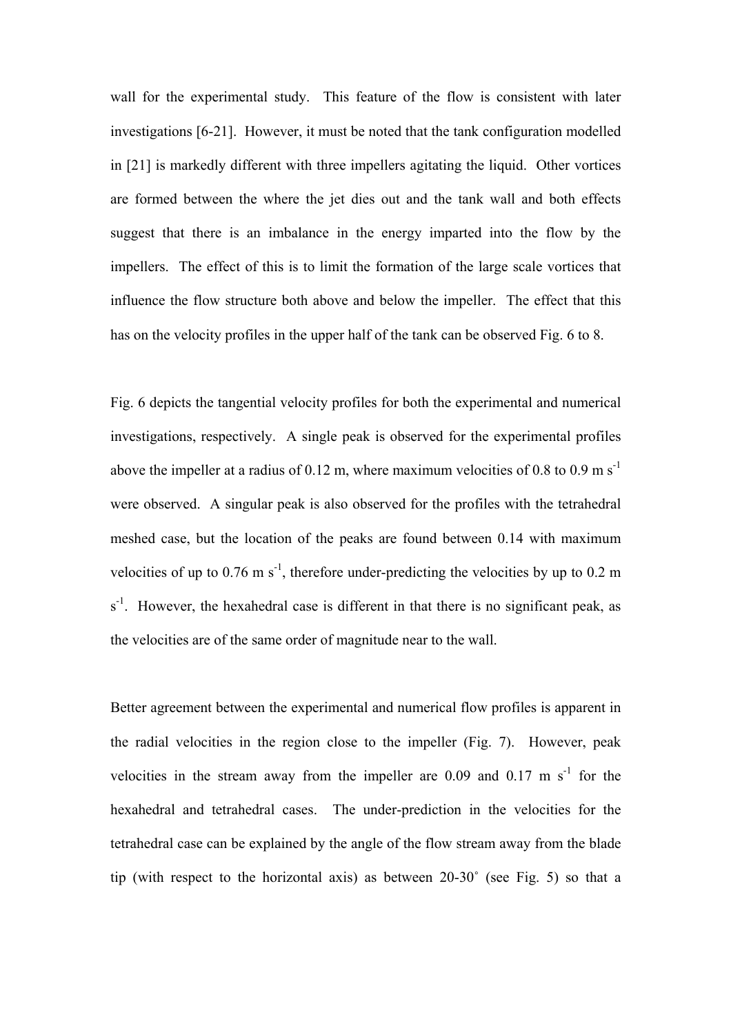wall for the experimental study. This feature of the flow is consistent with later investigations [6-21]. However, it must be noted that the tank configuration modelled in [21] is markedly different with three impellers agitating the liquid. Other vortices are formed between the where the jet dies out and the tank wall and both effects suggest that there is an imbalance in the energy imparted into the flow by the impellers. The effect of this is to limit the formation of the large scale vortices that influence the flow structure both above and below the impeller. The effect that this has on the velocity profiles in the upper half of the tank can be observed Fig. 6 to 8.

Fig. 6 depicts the tangential velocity profiles for both the experimental and numerical investigations, respectively. A single peak is observed for the experimental profiles above the impeller at a radius of 0.12 m, where maximum velocities of 0.8 to 0.9 m $s^{-1}$ were observed. A singular peak is also observed for the profiles with the tetrahedral meshed case, but the location of the peaks are found between 0.14 with maximum velocities of up to 0.76 m $s^{-1}$, therefore under-predicting the velocities by up to 0.2 m $s^{-1}$. However, the hexahedral case is different in that there is no significant peak, as the velocities are of the same order of magnitude near to the wall.

Better agreement between the experimental and numerical flow profiles is apparent in the radial velocities in the region close to the impeller (Fig. 7). However, peak velocities in the stream away from the impeller are 0.09 and 0.17 m $s^{-1}$ for the hexahedral and tetrahedral cases. The under-prediction in the velocities for the tetrahedral case can be explained by the angle of the flow stream away from the blade tip (with respect to the horizontal axis) as between 20-30˚ (see Fig. 5) so that a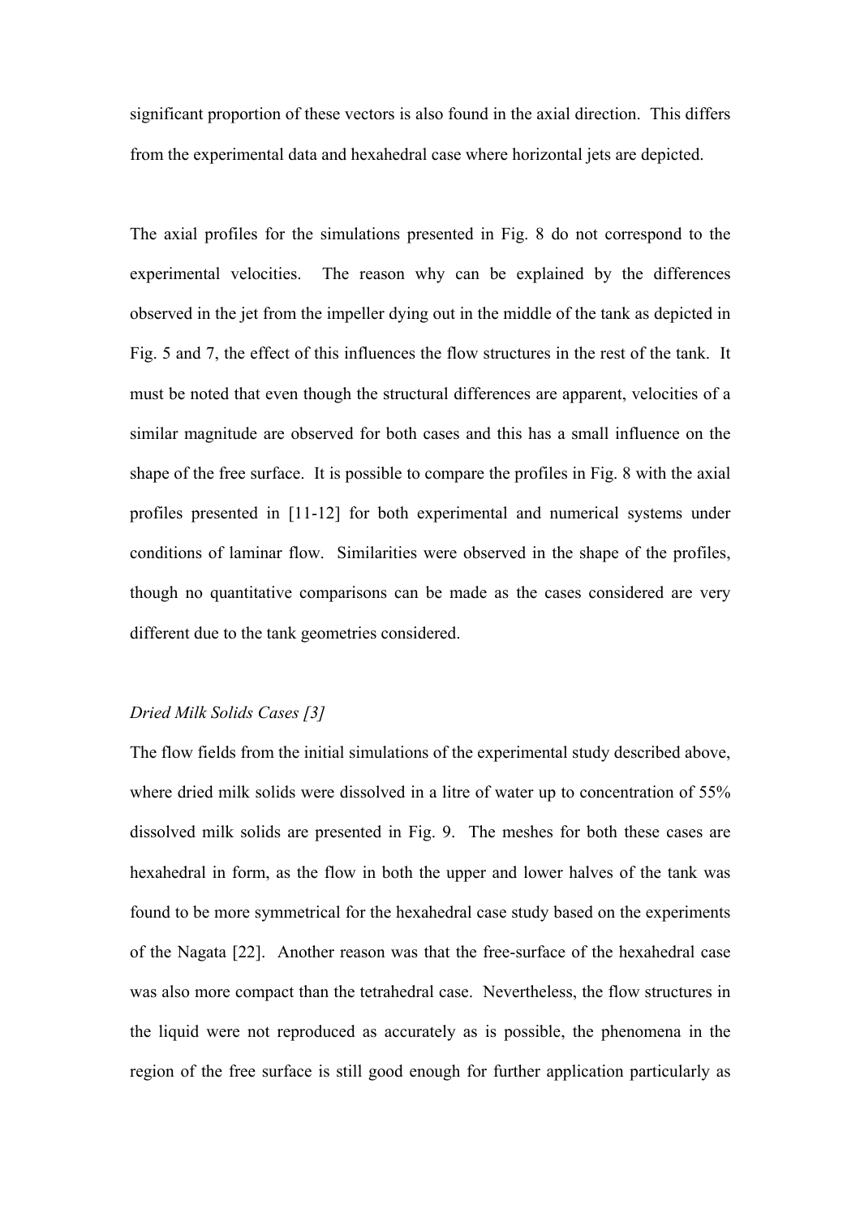significant proportion of these vectors is also found in the axial direction. This differs from the experimental data and hexahedral case where horizontal jets are depicted.

The axial profiles for the simulations presented in Fig. 8 do not correspond to the experimental velocities. The reason why can be explained by the differences observed in the jet from the impeller dying out in the middle of the tank as depicted in Fig. 5 and 7, the effect of this influences the flow structures in the rest of the tank. It must be noted that even though the structural differences are apparent, velocities of a similar magnitude are observed for both cases and this has a small influence on the shape of the free surface. It is possible to compare the profiles in Fig. 8 with the axial profiles presented in [11-12] for both experimental and numerical systems under conditions of laminar flow. Similarities were observed in the shape of the profiles, though no quantitative comparisons can be made as the cases considered are very different due to the tank geometries considered.

*Dried Milk Solids Cases [3]*

The flow fields from the initial simulations of the experimental study described above, where dried milk solids were dissolved in a litre of water up to concentration of 55% dissolved milk solids are presented in Fig. 9. The meshes for both these cases are hexahedral in form, as the flow in both the upper and lower halves of the tank was found to be more symmetrical for the hexahedral case study based on the experiments of the Nagata [22]. Another reason was that the free-surface of the hexahedral case was also more compact than the tetrahedral case. Nevertheless, the flow structures in the liquid were not reproduced as accurately as is possible, the phenomena in the region of the free surface is still good enough for further application particularly as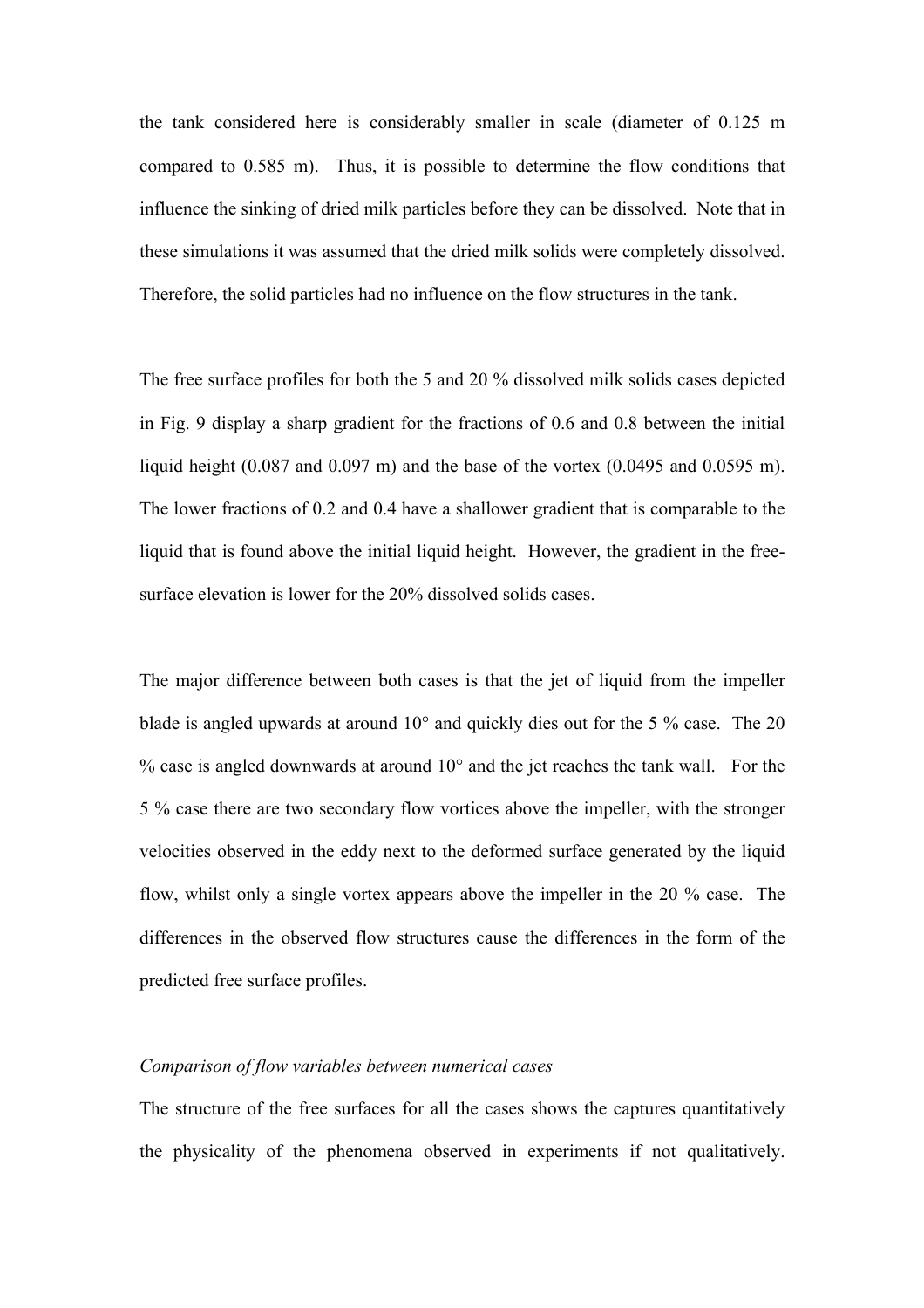the tank considered here is considerably smaller in scale (diameter of 0.125 m compared to 0.585 m). Thus, it is possible to determine the flow conditions that influence the sinking of dried milk particles before they can be dissolved. Note that in these simulations it was assumed that the dried milk solids were completely dissolved. Therefore, the solid particles had no influence on the flow structures in the tank.

The free surface profiles for both the 5 and 20 % dissolved milk solids cases depicted in Fig. 9 display a sharp gradient for the fractions of 0.6 and 0.8 between the initial liquid height (0.087 and 0.097 m) and the base of the vortex (0.0495 and 0.0595 m). The lower fractions of 0.2 and 0.4 have a shallower gradient that is comparable to the liquid that is found above the initial liquid height. However, the gradient in the free-surface elevation is lower for the 20% dissolved solids cases.

The major difference between both cases is that the jet of liquid from the impeller blade is angled upwards at around 10° and quickly dies out for the 5 % case. The 20 % case is angled downwards at around 10° and the jet reaches the tank wall. For the 5 % case there are two secondary flow vortices above the impeller, with the stronger velocities observed in the eddy next to the deformed surface generated by the liquid flow, whilst only a single vortex appears above the impeller in the 20 % case. The differences in the observed flow structures cause the differences in the form of the predicted free surface profiles.

*Comparison of flow variables between numerical cases*

The structure of the free surfaces for all the cases shows the captures quantitatively the physicality of the phenomena observed in experiments if not qualitatively.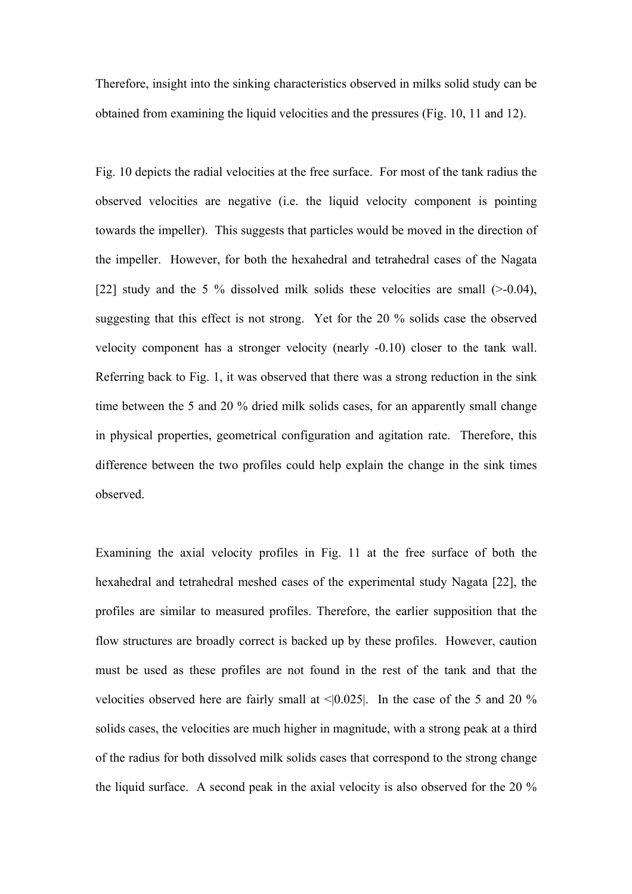Therefore, insight into the sinking characteristics observed in milks solid study can be obtained from examining the liquid velocities and the pressures (Fig. 10, 11 and 12).

Fig. 10 depicts the radial velocities at the free surface. For most of the tank radius the observed velocities are negative (i.e. the liquid velocity component is pointing towards the impeller). This suggests that particles would be moved in the direction of the impeller. However, for both the hexahedral and tetrahedral cases of the Nagata [22] study and the 5 % dissolved milk solids these velocities are small (>-0.04), suggesting that this effect is not strong. Yet for the 20 % solids case the observed velocity component has a stronger velocity (nearly -0.10) closer to the tank wall. Referring back to Fig. 1, it was observed that there was a strong reduction in the sink time between the 5 and 20 % dried milk solids cases, for an apparently small change in physical properties, geometrical configuration and agitation rate. Therefore, this difference between the two profiles could help explain the change in the sink times observed.

Examining the axial velocity profiles in Fig. 11 at the free surface of both the hexahedral and tetrahedral meshed cases of the experimental study Nagata [22], the profiles are similar to measured profiles. Therefore, the earlier supposition that the flow structures are broadly correct is backed up by these profiles. However, caution must be used as these profiles are not found in the rest of the tank and that the velocities observed here are fairly small at <|0.025|. In the case of the 5 and 20 % solids cases, the velocities are much higher in magnitude, with a strong peak at a third of the radius for both dissolved milk solids cases that correspond to the strong change the liquid surface. A second peak in the axial velocity is also observed for the 20 %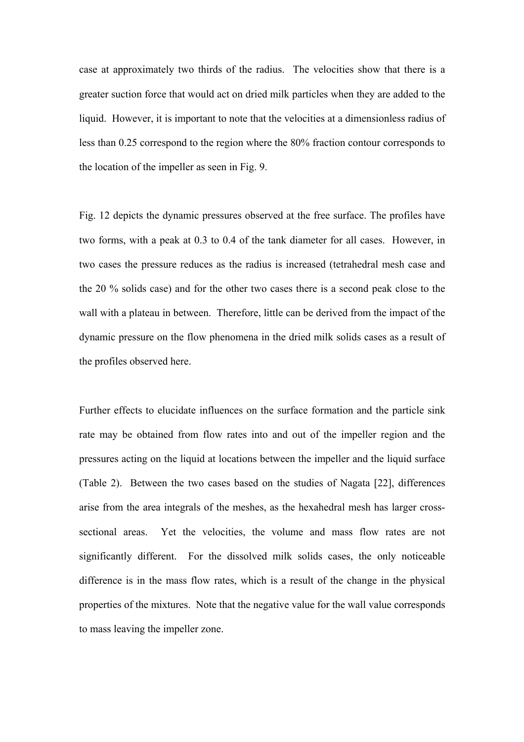case at approximately two thirds of the radius. The velocities show that there is a greater suction force that would act on dried milk particles when they are added to the liquid. However, it is important to note that the velocities at a dimensionless radius of less than 0.25 correspond to the region where the 80% fraction contour corresponds to the location of the impeller as seen in Fig. 9.

Fig. 12 depicts the dynamic pressures observed at the free surface. The profiles have two forms, with a peak at 0.3 to 0.4 of the tank diameter for all cases. However, in two cases the pressure reduces as the radius is increased (tetrahedral mesh case and the 20 % solids case) and for the other two cases there is a second peak close to the wall with a plateau in between. Therefore, little can be derived from the impact of the dynamic pressure on the flow phenomena in the dried milk solids cases as a result of the profiles observed here.

Further effects to elucidate influences on the surface formation and the particle sink rate may be obtained from flow rates into and out of the impeller region and the pressures acting on the liquid at locations between the impeller and the liquid surface (Table 2). Between the two cases based on the studies of Nagata [22], differences arise from the area integrals of the meshes, as the hexahedral mesh has larger cross-sectional areas. Yet the velocities, the volume and mass flow rates are not significantly different. For the dissolved milk solids cases, the only noticeable difference is in the mass flow rates, which is a result of the change in the physical properties of the mixtures. Note that the negative value for the wall value corresponds to mass leaving the impeller zone.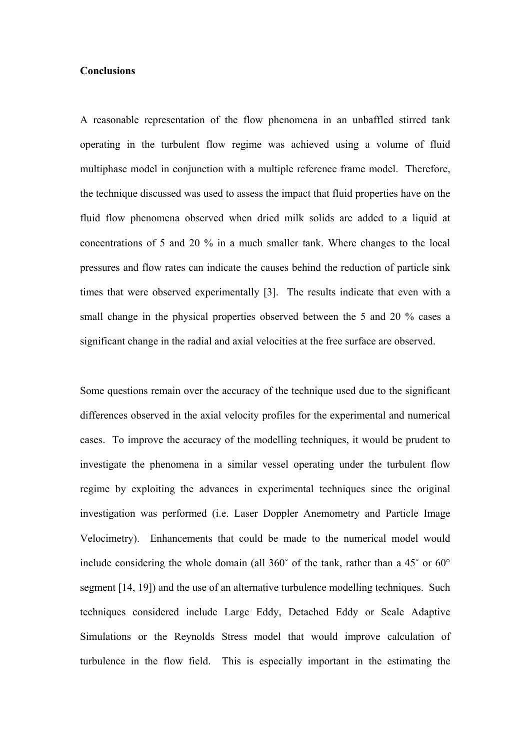**Conclusions**

A reasonable representation of the flow phenomena in an unbaffled stirred tank operating in the turbulent flow regime was achieved using a volume of fluid multiphase model in conjunction with a multiple reference frame model. Therefore, the technique discussed was used to assess the impact that fluid properties have on the fluid flow phenomena observed when dried milk solids are added to a liquid at concentrations of 5 and 20 % in a much smaller tank. Where changes to the local pressures and flow rates can indicate the causes behind the reduction of particle sink times that were observed experimentally [3]. The results indicate that even with a small change in the physical properties observed between the 5 and 20 % cases a significant change in the radial and axial velocities at the free surface are observed.

Some questions remain over the accuracy of the technique used due to the significant differences observed in the axial velocity profiles for the experimental and numerical cases. To improve the accuracy of the modelling techniques, it would be prudent to investigate the phenomena in a similar vessel operating under the turbulent flow regime by exploiting the advances in experimental techniques since the original investigation was performed (i.e. Laser Doppler Anemometry and Particle Image Velocimetry). Enhancements that could be made to the numerical model would include considering the whole domain (all 360˚ of the tank, rather than a 45˚ or 60° segment [14, 19]) and the use of an alternative turbulence modelling techniques. Such techniques considered include Large Eddy, Detached Eddy or Scale Adaptive Simulations or the Reynolds Stress model that would improve calculation of turbulence in the flow field. This is especially important in the estimating the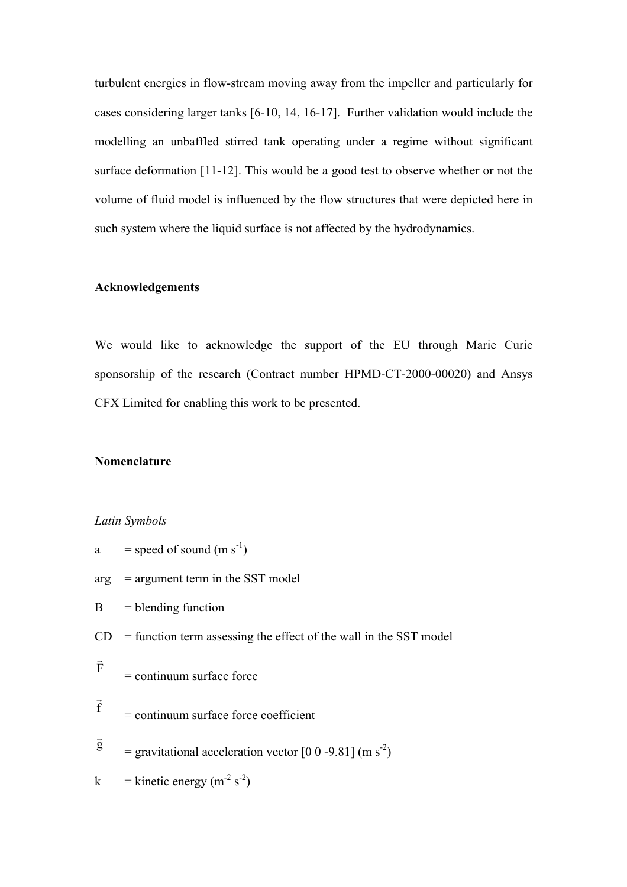turbulent energies in flow-stream moving away from the impeller and particularly for cases considering larger tanks [6-10, 14, 16-17]. Further validation would include the modelling an unbaffled stirred tank operating under a regime without significant surface deformation [11-12]. This would be a good test to observe whether or not the volume of fluid model is influenced by the flow structures that were depicted here in such system where the liquid surface is not affected by the hydrodynamics.

**Acknowledgements**

We would like to acknowledge the support of the EU through Marie Curie sponsorship of the research (Contract number HPMD-CT-2000-00020) and Ansys CFX Limited for enabling this work to be presented.

**Nomenclature**

*Latin Symbols*

a = speed of sound ($m\ s^{-1}$)

arg = argument term in the SST model

B = blending function

CD = function term assessing the effect of the wall in the SST model

$\vec{F}$ = continuum surface force

$\vec{f}$ = continuum surface force coefficient

$\vec{g}$ = gravitational acceleration vector [0 0 -9.81] ($m\ s^{-2}$)

k = kinetic energy ($m^{-2}\ s^{-2}$)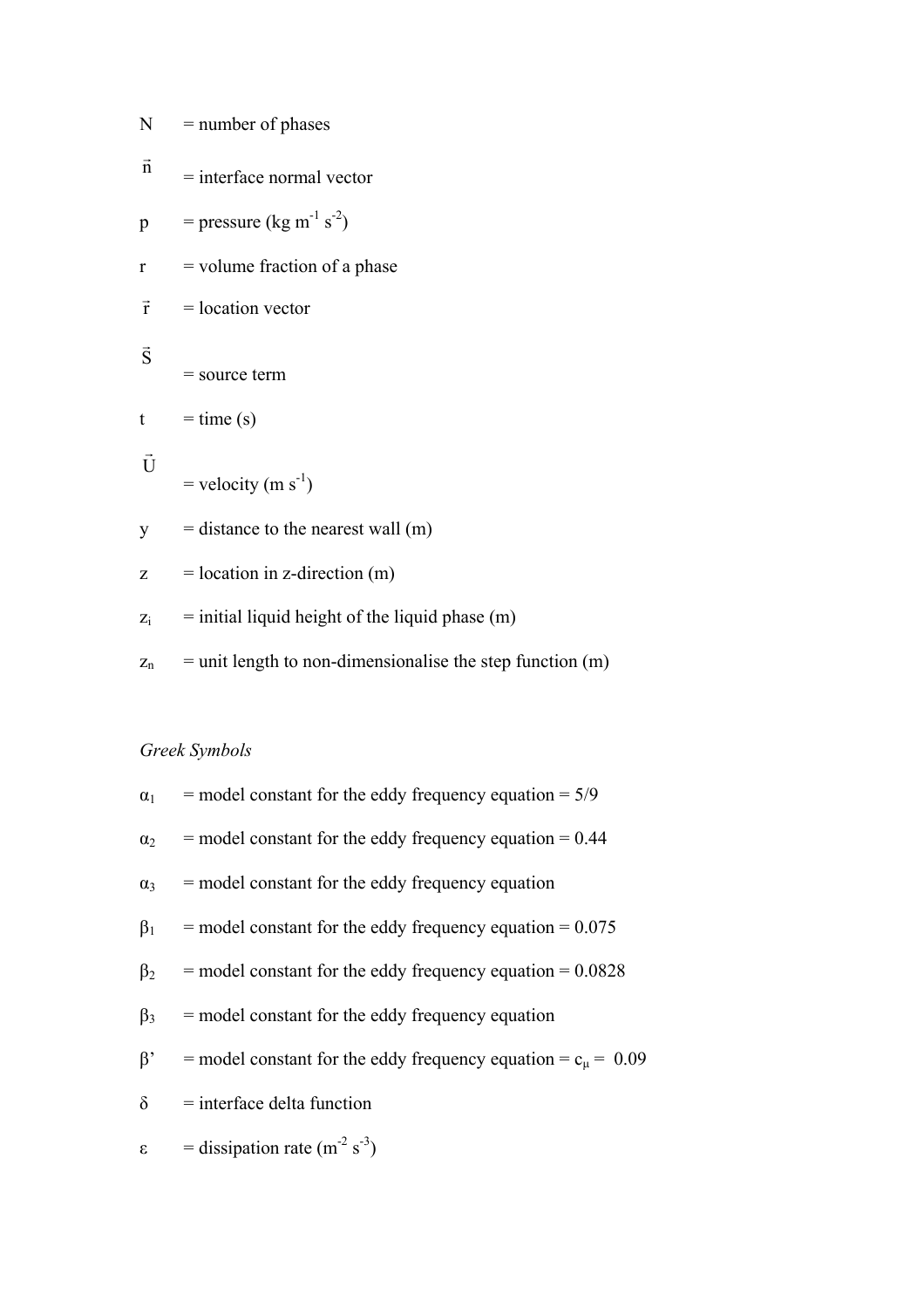$N$ = number of phases

$\vec{n}$ = interface normal vector

$p$ = pressure (kg $m^{-1}$ $s^{-2}$)

$r$ = volume fraction of a phase

$\vec{r}$ = location vector

$\vec{S}$ = source term

$t$ = time (s)

$\vec{U}$ = velocity (m $s^{-1}$)

$y$ = distance to the nearest wall (m)

$z$ = location in z-direction (m)

$z_i$ = initial liquid height of the liquid phase (m)

$z_n$ = unit length to non-dimensionalise the step function (m)

*Greek Symbols*

$\alpha_1$ = model constant for the eddy frequency equation = 5/9

$\alpha_2$ = model constant for the eddy frequency equation = 0.44

$\alpha_3$ = model constant for the eddy frequency equation

$\beta_1$ = model constant for the eddy frequency equation = 0.075

$\beta_2$ = model constant for the eddy frequency equation = 0.0828

$\beta_3$ = model constant for the eddy frequency equation

$\beta'$ = model constant for the eddy frequency equation = $c_\mu$ = 0.09

$\delta$ = interface delta function

$\varepsilon$ = dissipation rate ($m^{-2}$ $s^{-3}$)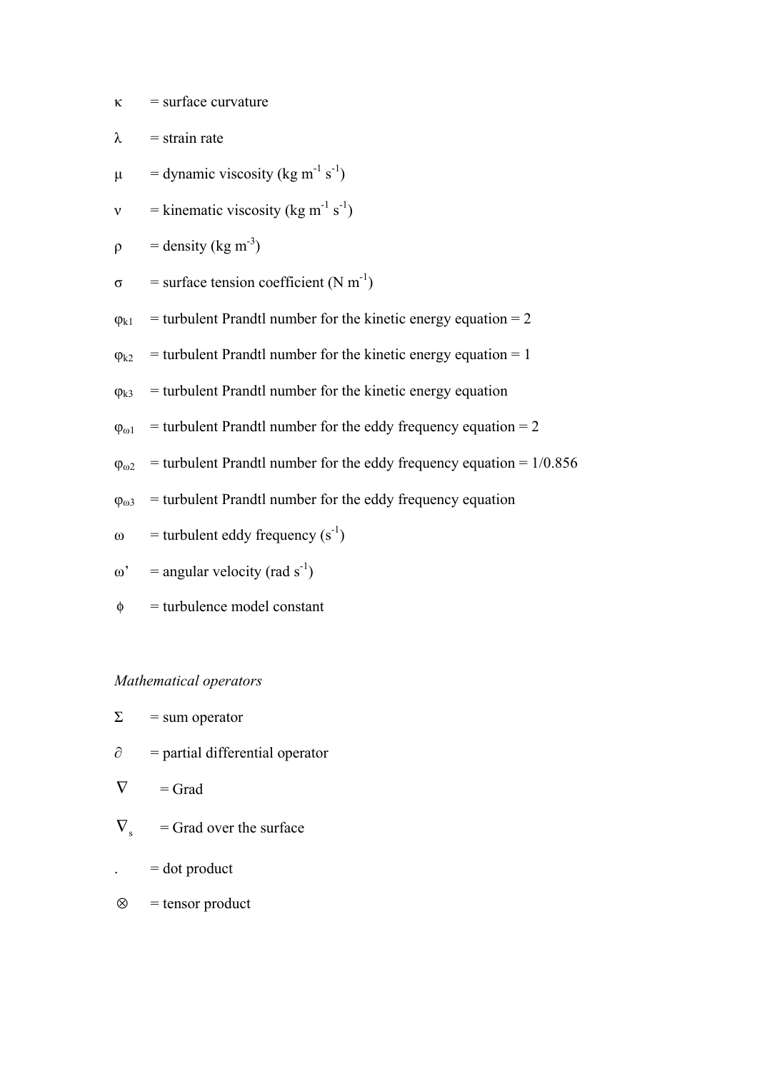$\kappa$ = surface curvature

$\lambda$ = strain rate

$\mu$ = dynamic viscosity (kg $m^{-1}$ $s^{-1}$)

$\nu$ = kinematic viscosity (kg $m^{-1}$ $s^{-1}$)

$\rho$ = density (kg $m^{-3}$)

$\sigma$ = surface tension coefficient (N $m^{-1}$)

$\varphi_{k1}$ = turbulent Prandtl number for the kinetic energy equation = 2

$\varphi_{k2}$ = turbulent Prandtl number for the kinetic energy equation = 1

$\varphi_{k3}$ = turbulent Prandtl number for the kinetic energy equation

$\varphi_{\omega 1}$ = turbulent Prandtl number for the eddy frequency equation = 2

$\varphi_{\omega 2}$ = turbulent Prandtl number for the eddy frequency equation = 1/0.856

$\varphi_{\omega 3}$ = turbulent Prandtl number for the eddy frequency equation

$\omega$ = turbulent eddy frequency ($s^{-1}$)

$\omega'$ = angular velocity (rad $s^{-1}$)

$\phi$ = turbulence model constant

*Mathematical operators*

$\Sigma$ = sum operator

$\partial$ = partial differential operator

$\nabla$ = Grad

$\nabla_s$ = Grad over the surface

. = dot product

$\otimes$ = tensor product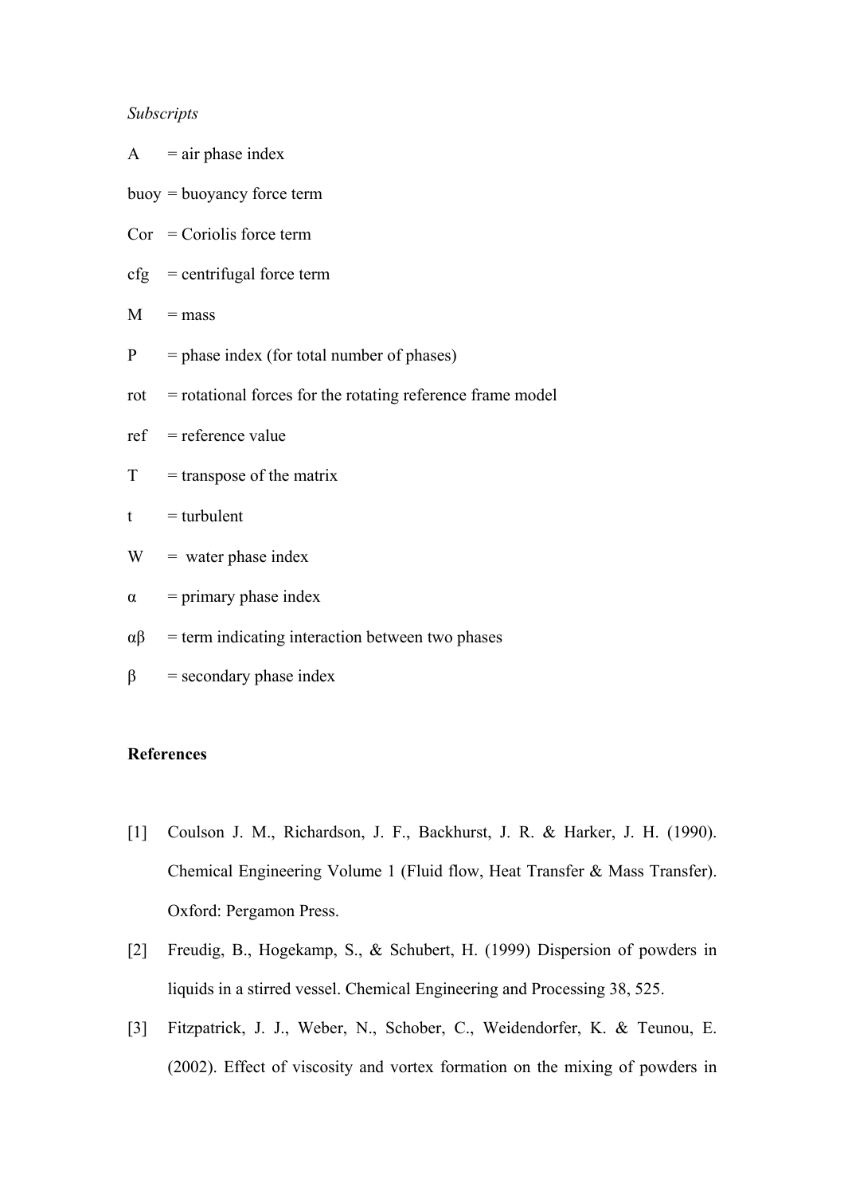*Subscripts*

A = air phase index

buoy = buoyancy force term

Cor = Coriolis force term

cfg = centrifugal force term

M = mass

P = phase index (for total number of phases)

rot = rotational forces for the rotating reference frame model

ref = reference value

T = transpose of the matrix

t = turbulent

W = water phase index

$\alpha$ = primary phase index

$\alpha\beta$ = term indicating interaction between two phases

$\beta$ = secondary phase index

**References**

[1] Coulson J. M., Richardson, J. F., Backhurst, J. R. & Harker, J. H. (1990). Chemical Engineering Volume 1 (Fluid flow, Heat Transfer & Mass Transfer). Oxford: Pergamon Press.

[2] Freudig, B., Hogekamp, S., & Schubert, H. (1999) Dispersion of powders in liquids in a stirred vessel. Chemical Engineering and Processing 38, 525.

[3] Fitzpatrick, J. J., Weber, N., Schober, C., Weidendorfer, K. & Teunou, E. (2002). Effect of viscosity and vortex formation on the mixing of powders in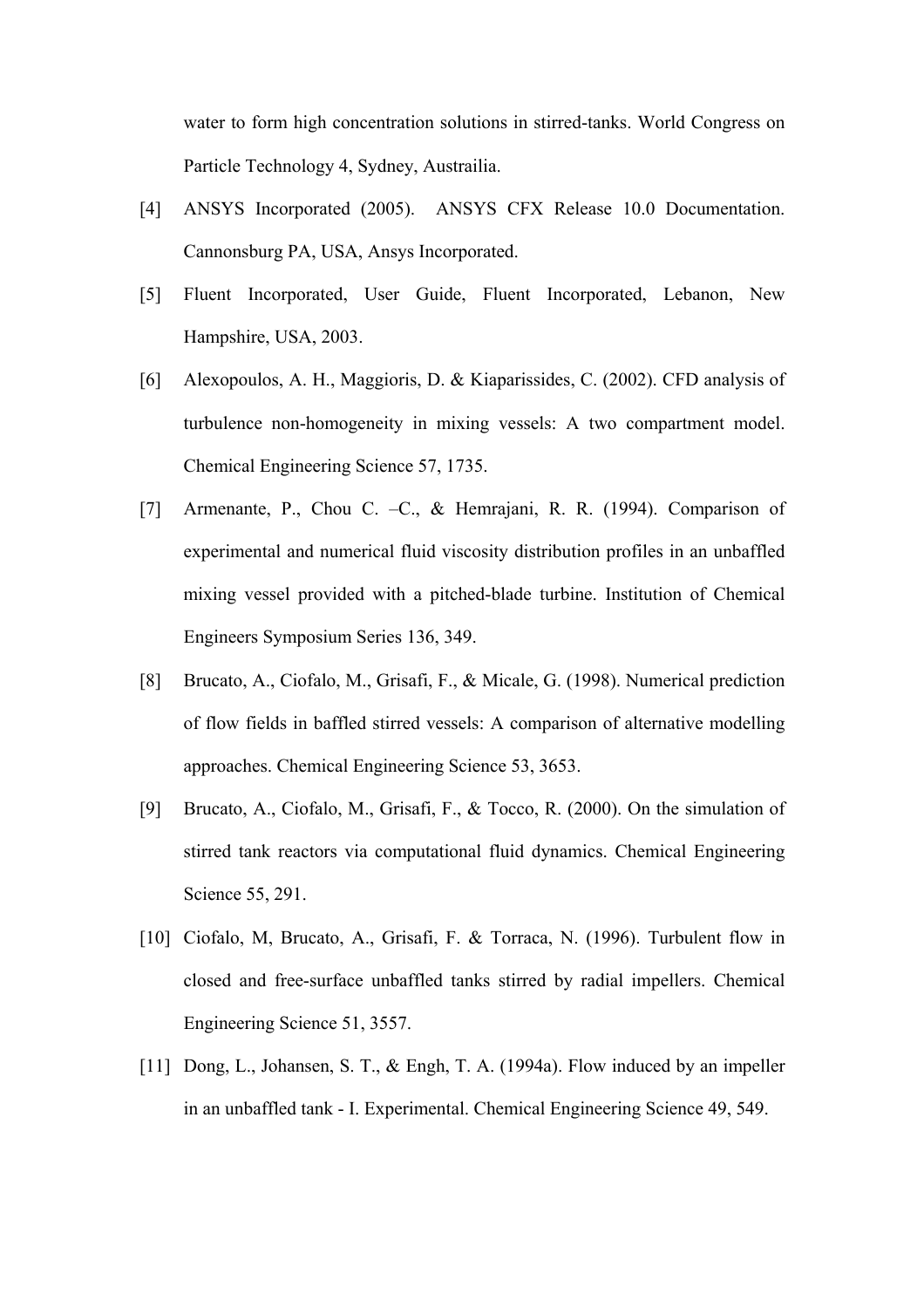water to form high concentration solutions in stirred-tanks. World Congress on Particle Technology 4, Sydney, Austrailia.

[4] ANSYS Incorporated (2005). ANSYS CFX Release 10.0 Documentation. Cannonsburg PA, USA, Ansys Incorporated.

[5] Fluent Incorporated, User Guide, Fluent Incorporated, Lebanon, New Hampshire, USA, 2003.

[6] Alexopoulos, A. H., Maggioris, D. & Kiaparissides, C. (2002). CFD analysis of turbulence non-homogeneity in mixing vessels: A two compartment model. Chemical Engineering Science 57, 1735.

[7] Armenante, P., Chou C. –C., & Hemrajani, R. R. (1994). Comparison of experimental and numerical fluid viscosity distribution profiles in an unbaffled mixing vessel provided with a pitched-blade turbine. Institution of Chemical Engineers Symposium Series 136, 349.

[8] Brucato, A., Ciofalo, M., Grisafi, F., & Micale, G. (1998). Numerical prediction of flow fields in baffled stirred vessels: A comparison of alternative modelling approaches. Chemical Engineering Science 53, 3653.

[9] Brucato, A., Ciofalo, M., Grisafi, F., & Tocco, R. (2000). On the simulation of stirred tank reactors via computational fluid dynamics. Chemical Engineering Science 55, 291.

[10] Ciofalo, M, Brucato, A., Grisafi, F. & Torraca, N. (1996). Turbulent flow in closed and free-surface unbaffled tanks stirred by radial impellers. Chemical Engineering Science 51, 3557.

[11] Dong, L., Johansen, S. T., & Engh, T. A. (1994a). Flow induced by an impeller in an unbaffled tank - I. Experimental. Chemical Engineering Science 49, 549.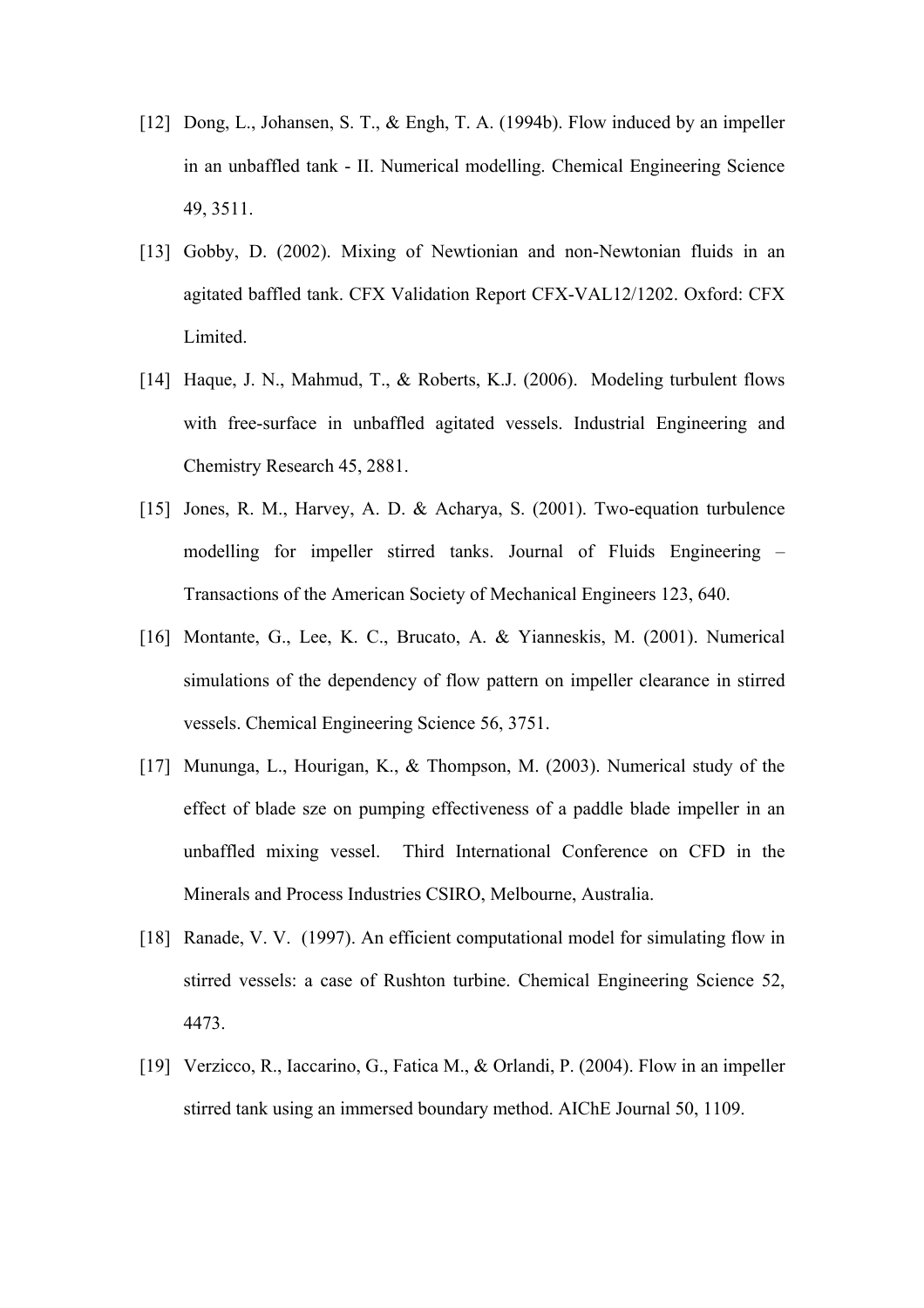[12] Dong, L., Johansen, S. T., & Engh, T. A. (1994b). Flow induced by an impeller in an unbaffled tank - II. Numerical modelling. Chemical Engineering Science 49, 3511.

[13] Gobby, D. (2002). Mixing of Newtionian and non-Newtonian fluids in an agitated baffled tank. CFX Validation Report CFX-VAL12/1202. Oxford: CFX Limited.

[14] Haque, J. N., Mahmud, T., & Roberts, K.J. (2006). Modeling turbulent flows with free-surface in unbaffled agitated vessels. Industrial Engineering and Chemistry Research 45, 2881.

[15] Jones, R. M., Harvey, A. D. & Acharya, S. (2001). Two-equation turbulence modelling for impeller stirred tanks. Journal of Fluids Engineering – Transactions of the American Society of Mechanical Engineers 123, 640.

[16] Montante, G., Lee, K. C., Brucato, A. & Yianneskis, M. (2001). Numerical simulations of the dependency of flow pattern on impeller clearance in stirred vessels. Chemical Engineering Science 56, 3751.

[17] Mununga, L., Hourigan, K., & Thompson, M. (2003). Numerical study of the effect of blade sze on pumping effectiveness of a paddle blade impeller in an unbaffled mixing vessel. Third International Conference on CFD in the Minerals and Process Industries CSIRO, Melbourne, Australia.

[18] Ranade, V. V. (1997). An efficient computational model for simulating flow in stirred vessels: a case of Rushton turbine. Chemical Engineering Science 52, 4473.

[19] Verzicco, R., Iaccarino, G., Fatica M., & Orlandi, P. (2004). Flow in an impeller stirred tank using an immersed boundary method. AIChE Journal 50, 1109.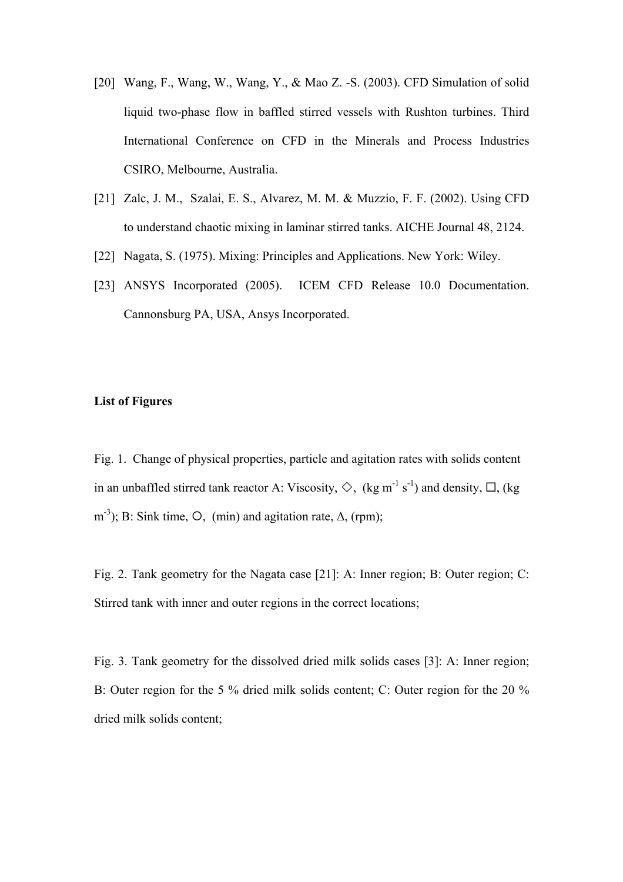[20] Wang, F., Wang, W., Wang, Y., & Mao Z. -S. (2003). CFD Simulation of solid liquid two-phase flow in baffled stirred vessels with Rushton turbines. Third International Conference on CFD in the Minerals and Process Industries CSIRO, Melbourne, Australia.

[21] Zalc, J. M., Szalai, E. S., Alvarez, M. M. & Muzzio, F. F. (2002). Using CFD to understand chaotic mixing in laminar stirred tanks. AICHE Journal 48, 2124.

[22] Nagata, S. (1975). Mixing: Principles and Applications. New York: Wiley.

[23] ANSYS Incorporated (2005). ICEM CFD Release 10.0 Documentation. Cannonsburg PA, USA, Ansys Incorporated.

**List of Figures**

Fig. 1. Change of physical properties, particle and agitation rates with solids content in an unbaffled stirred tank reactor A: Viscosity, ◇, (kg $m^{-1}$ $s^{-1}$) and density, □, (kg $m^{-3}$); B: Sink time, ○, (min) and agitation rate, Δ, (rpm);

Fig. 2. Tank geometry for the Nagata case [21]: A: Inner region; B: Outer region; C: Stirred tank with inner and outer regions in the correct locations;

Fig. 3. Tank geometry for the dissolved dried milk solids cases [3]: A: Inner region; B: Outer region for the 5 % dried milk solids content; C: Outer region for the 20 % dried milk solids content;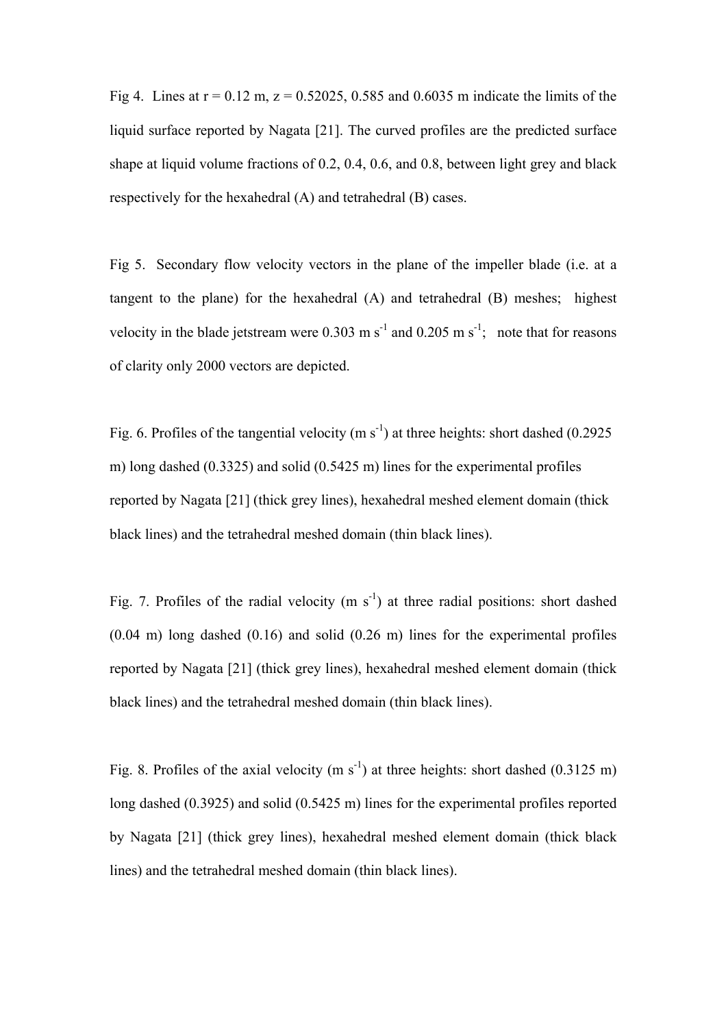Fig 4. Lines at r = 0.12 m, z = 0.52025, 0.585 and 0.6035 m indicate the limits of the liquid surface reported by Nagata [21]. The curved profiles are the predicted surface shape at liquid volume fractions of 0.2, 0.4, 0.6, and 0.8, between light grey and black respectively for the hexahedral (A) and tetrahedral (B) cases.

Fig 5. Secondary flow velocity vectors in the plane of the impeller blade (i.e. at a tangent to the plane) for the hexahedral (A) and tetrahedral (B) meshes; highest velocity in the blade jetstream were 0.303 m $s^{-1}$ and 0.205 m $s^{-1}$; note that for reasons of clarity only 2000 vectors are depicted.

Fig. 6. Profiles of the tangential velocity (m $s^{-1}$) at three heights: short dashed (0.2925 m) long dashed (0.3325) and solid (0.5425 m) lines for the experimental profiles reported by Nagata [21] (thick grey lines), hexahedral meshed element domain (thick black lines) and the tetrahedral meshed domain (thin black lines).

Fig. 7. Profiles of the radial velocity (m $s^{-1}$) at three radial positions: short dashed (0.04 m) long dashed (0.16) and solid (0.26 m) lines for the experimental profiles reported by Nagata [21] (thick grey lines), hexahedral meshed element domain (thick black lines) and the tetrahedral meshed domain (thin black lines).

Fig. 8. Profiles of the axial velocity (m $s^{-1}$) at three heights: short dashed (0.3125 m) long dashed (0.3925) and solid (0.5425 m) lines for the experimental profiles reported by Nagata [21] (thick grey lines), hexahedral meshed element domain (thick black lines) and the tetrahedral meshed domain (thin black lines).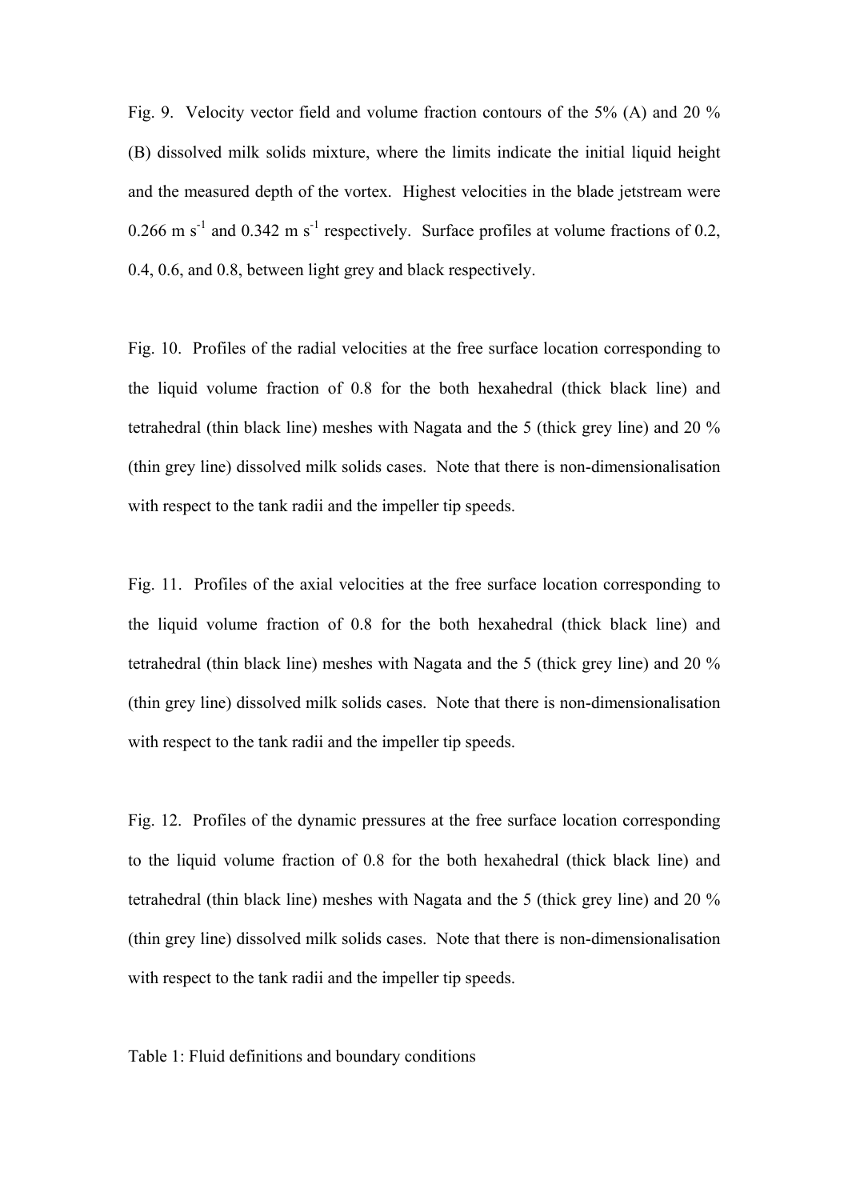Fig. 9. Velocity vector field and volume fraction contours of the 5% (A) and 20 % (B) dissolved milk solids mixture, where the limits indicate the initial liquid height and the measured depth of the vortex. Highest velocities in the blade jetstream were 0.266 m $s^{-1}$ and 0.342 m $s^{-1}$ respectively. Surface profiles at volume fractions of 0.2, 0.4, 0.6, and 0.8, between light grey and black respectively.

Fig. 10. Profiles of the radial velocities at the free surface location corresponding to the liquid volume fraction of 0.8 for the both hexahedral (thick black line) and tetrahedral (thin black line) meshes with Nagata and the 5 (thick grey line) and 20 % (thin grey line) dissolved milk solids cases. Note that there is non-dimensionalisation with respect to the tank radii and the impeller tip speeds.

Fig. 11. Profiles of the axial velocities at the free surface location corresponding to the liquid volume fraction of 0.8 for the both hexahedral (thick black line) and tetrahedral (thin black line) meshes with Nagata and the 5 (thick grey line) and 20 % (thin grey line) dissolved milk solids cases. Note that there is non-dimensionalisation with respect to the tank radii and the impeller tip speeds.

Fig. 12. Profiles of the dynamic pressures at the free surface location corresponding to the liquid volume fraction of 0.8 for the both hexahedral (thick black line) and tetrahedral (thin black line) meshes with Nagata and the 5 (thick grey line) and 20 % (thin grey line) dissolved milk solids cases. Note that there is non-dimensionalisation with respect to the tank radii and the impeller tip speeds.

Table 1: Fluid definitions and boundary conditions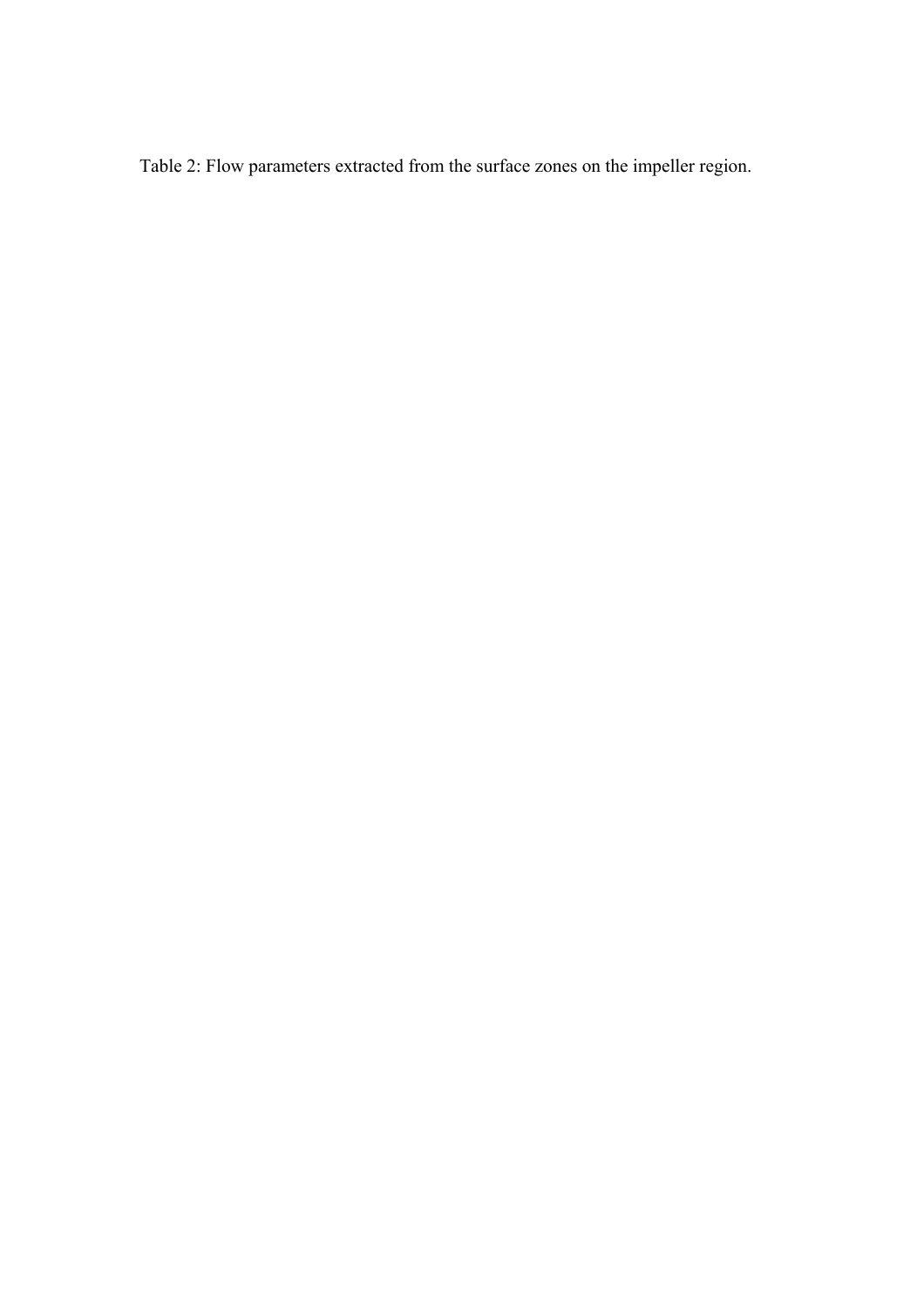Table 2: Flow parameters extracted from the surface zones on the impeller region.